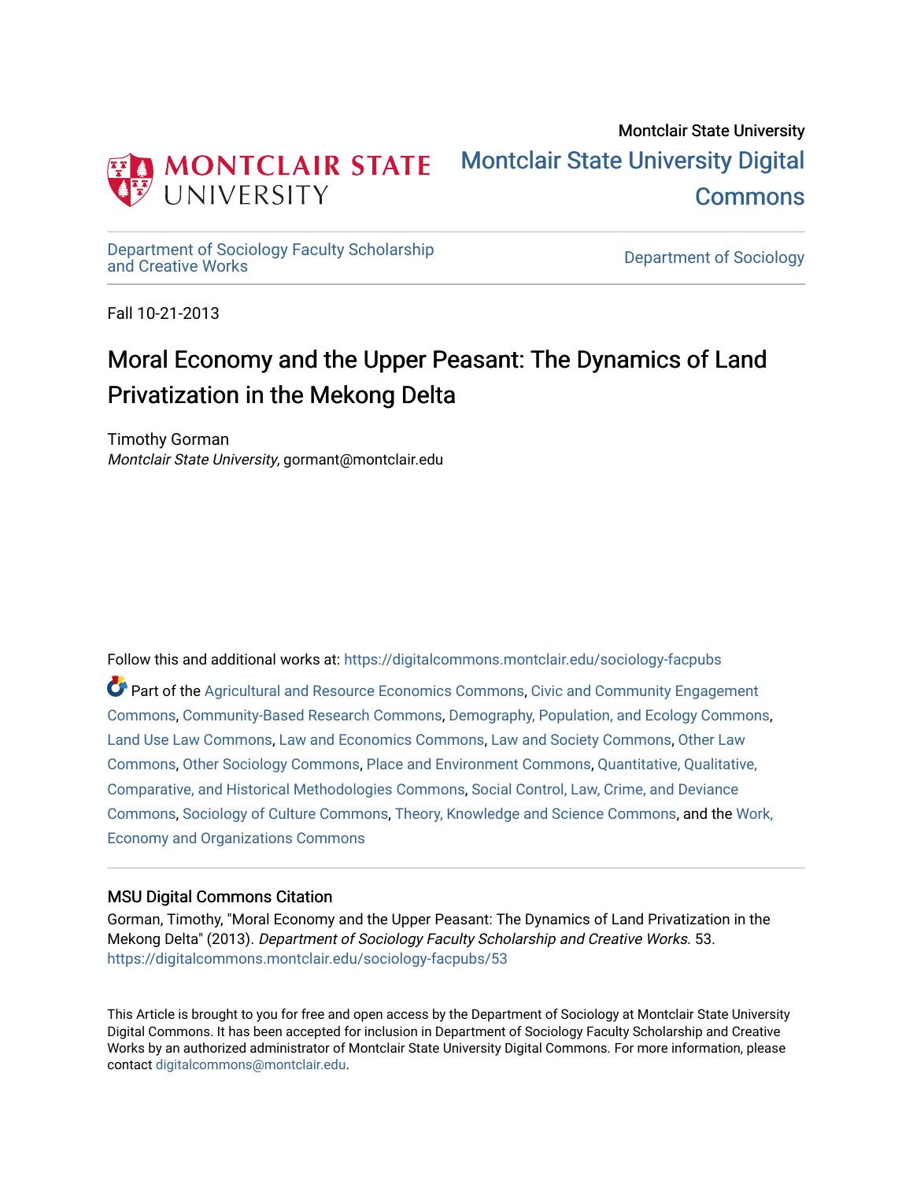Montclair State University

Montclair State University Digital Commons

Department of Sociology Faculty Scholarship and Creative Works

Department of Sociology

Fall 10-21-2013

# Moral Economy and the Upper Peasant: The Dynamics of Land Privatization in the Mekong Delta

Timothy Gorman
*Montclair State University*, gormant@montclair.edu

Follow this and additional works at: https://digitalcommons.montclair.edu/sociology-facpubs

Part of the Agricultural and Resource Economics Commons, Civic and Community Engagement Commons, Community-Based Research Commons, Demography, Population, and Ecology Commons, Land Use Law Commons, Law and Economics Commons, Law and Society Commons, Other Law Commons, Other Sociology Commons, Place and Environment Commons, Quantitative, Qualitative, Comparative, and Historical Methodologies Commons, Social Control, Law, Crime, and Deviance Commons, Sociology of Culture Commons, Theory, Knowledge and Science Commons, and the Work, Economy and Organizations Commons

## MSU Digital Commons Citation

Gorman, Timothy, "Moral Economy and the Upper Peasant: The Dynamics of Land Privatization in the Mekong Delta" (2013). *Department of Sociology Faculty Scholarship and Creative Works*. 53. https://digitalcommons.montclair.edu/sociology-facpubs/53

This Article is brought to you for free and open access by the Department of Sociology at Montclair State University Digital Commons. It has been accepted for inclusion in Department of Sociology Faculty Scholarship and Creative Works by an authorized administrator of Montclair State University Digital Commons. For more information, please contact digitalcommons@montclair.edu.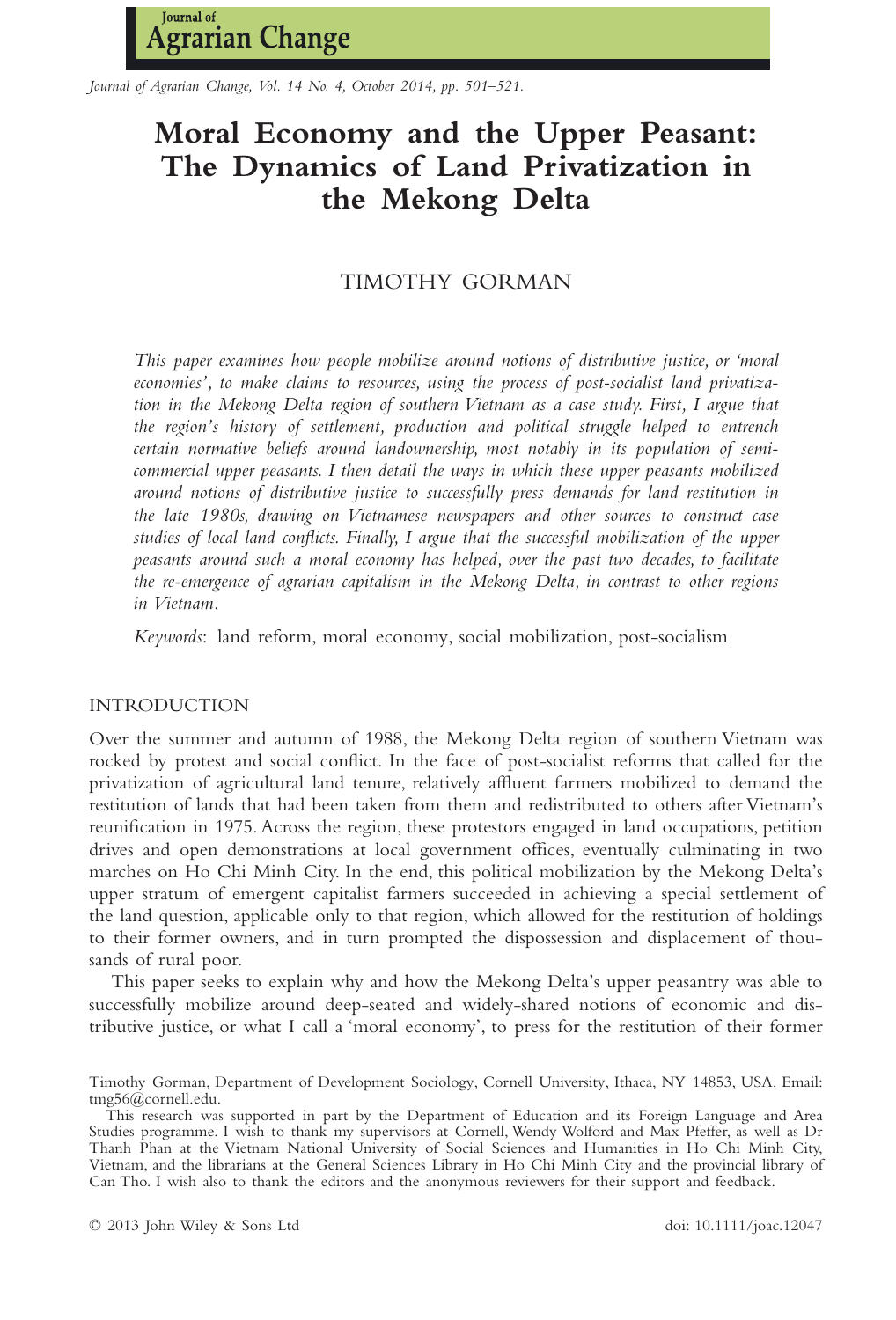# Moral Economy and the Upper Peasant: The Dynamics of Land Privatization in the Mekong Delta

TIMOTHY GORMAN

*This paper examines how people mobilize around notions of distributive justice, or 'moral economies', to make claims to resources, using the process of post-socialist land privatization in the Mekong Delta region of southern Vietnam as a case study. First, I argue that the region's history of settlement, production and political struggle helped to entrench certain normative beliefs around landownership, most notably in its population of semi-commercial upper peasants. I then detail the ways in which these upper peasants mobilized around notions of distributive justice to successfully press demands for land restitution in the late 1980s, drawing on Vietnamese newspapers and other sources to construct case studies of local land conflicts. Finally, I argue that the successful mobilization of the upper peasants around such a moral economy has helped, over the past two decades, to facilitate the re-emergence of agrarian capitalism in the Mekong Delta, in contrast to other regions in Vietnam.*

*Keywords*: land reform, moral economy, social mobilization, post-socialism

## INTRODUCTION

Over the summer and autumn of 1988, the Mekong Delta region of southern Vietnam was rocked by protest and social conflict. In the face of post-socialist reforms that called for the privatization of agricultural land tenure, relatively affluent farmers mobilized to demand the restitution of lands that had been taken from them and redistributed to others after Vietnam's reunification in 1975. Across the region, these protestors engaged in land occupations, petition drives and open demonstrations at local government offices, eventually culminating in two marches on Ho Chi Minh City. In the end, this political mobilization by the Mekong Delta's upper stratum of emergent capitalist farmers succeeded in achieving a special settlement of the land question, applicable only to that region, which allowed for the restitution of holdings to their former owners, and in turn prompted the dispossession and displacement of thousands of rural poor.

This paper seeks to explain why and how the Mekong Delta's upper peasantry was able to successfully mobilize around deep-seated and widely-shared notions of economic and distributive justice, or what I call a 'moral economy', to press for the restitution of their former

Timothy Gorman, Department of Development Sociology, Cornell University, Ithaca, NY 14853, USA. Email: tmg56@cornell.edu.

This research was supported in part by the Department of Education and its Foreign Language and Area Studies programme. I wish to thank my supervisors at Cornell, Wendy Wolford and Max Pfeffer, as well as Dr Thanh Phan at the Vietnam National University of Social Sciences and Humanities in Ho Chi Minh City, Vietnam, and the librarians at the General Sciences Library in Ho Chi Minh City and the provincial library of Can Tho. I wish also to thank the editors and the anonymous reviewers for their support and feedback.

© 2013 John Wiley & Sons Ltd doi: 10.1111/joac.12047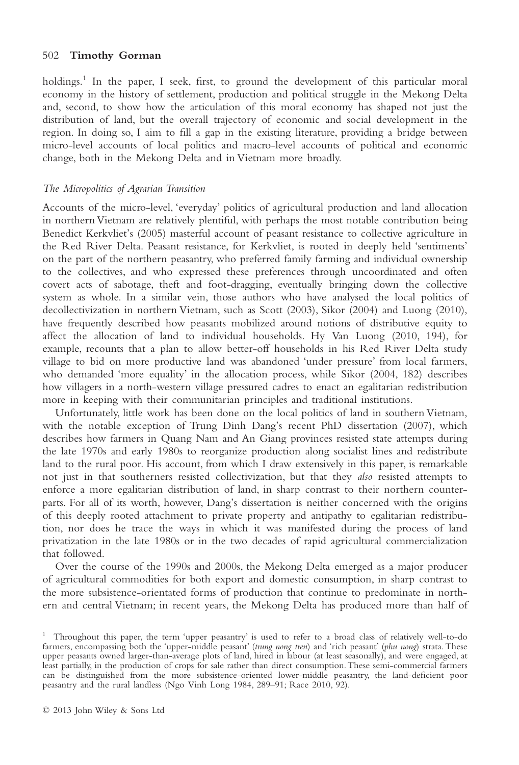holdings.[1] In the paper, I seek, first, to ground the development of this particular moral economy in the history of settlement, production and political struggle in the Mekong Delta and, second, to show how the articulation of this moral economy has shaped not just the distribution of land, but the overall trajectory of economic and social development in the region. In doing so, I aim to fill a gap in the existing literature, providing a bridge between micro-level accounts of local politics and macro-level accounts of political and economic change, both in the Mekong Delta and in Vietnam more broadly.

### *The Micropolitics of Agrarian Transition*

Accounts of the micro-level, 'everyday' politics of agricultural production and land allocation in northern Vietnam are relatively plentiful, with perhaps the most notable contribution being Benedict Kerkvliet's (2005) masterful account of peasant resistance to collective agriculture in the Red River Delta. Peasant resistance, for Kerkvliet, is rooted in deeply held 'sentiments' on the part of the northern peasantry, who preferred family farming and individual ownership to the collectives, and who expressed these preferences through uncoordinated and often covert acts of sabotage, theft and foot-dragging, eventually bringing down the collective system as whole. In a similar vein, those authors who have analysed the local politics of decollectivization in northern Vietnam, such as Scott (2003), Sikor (2004) and Luong (2010), have frequently described how peasants mobilized around notions of distributive equity to affect the allocation of land to individual households. Hy Van Luong (2010, 194), for example, recounts that a plan to allow better-off households in his Red River Delta study village to bid on more productive land was abandoned 'under pressure' from local farmers, who demanded 'more equality' in the allocation process, while Sikor (2004, 182) describes how villagers in a north-western village pressured cadres to enact an egalitarian redistribution more in keeping with their communitarian principles and traditional institutions.

Unfortunately, little work has been done on the local politics of land in southern Vietnam, with the notable exception of Trung Dinh Dang's recent PhD dissertation (2007), which describes how farmers in Quang Nam and An Giang provinces resisted state attempts during the late 1970s and early 1980s to reorganize production along socialist lines and redistribute land to the rural poor. His account, from which I draw extensively in this paper, is remarkable not just in that southerners resisted collectivization, but that they *also* resisted attempts to enforce a more egalitarian distribution of land, in sharp contrast to their northern counterparts. For all of its worth, however, Dang's dissertation is neither concerned with the origins of this deeply rooted attachment to private property and antipathy to egalitarian redistribution, nor does he trace the ways in which it was manifested during the process of land privatization in the late 1980s or in the two decades of rapid agricultural commercialization that followed.

Over the course of the 1990s and 2000s, the Mekong Delta emerged as a major producer of agricultural commodities for both export and domestic consumption, in sharp contrast to the more subsistence-orientated forms of production that continue to predominate in northern and central Vietnam; in recent years, the Mekong Delta has produced more than half of

[1] Throughout this paper, the term 'upper peasantry' is used to refer to a broad class of relatively well-to-do farmers, encompassing both the 'upper-middle peasant' (*trung nong tren*) and 'rich peasant' (*phu nong*) strata. These upper peasants owned larger-than-average plots of land, hired in labour (at least seasonally), and were engaged, at least partially, in the production of crops for sale rather than direct consumption. These semi-commercial farmers can be distinguished from the more subsistence-oriented lower-middle peasantry, the land-deficient poor peasantry and the rural landless (Ngo Vinh Long 1984, 289–91; Race 2010, 92).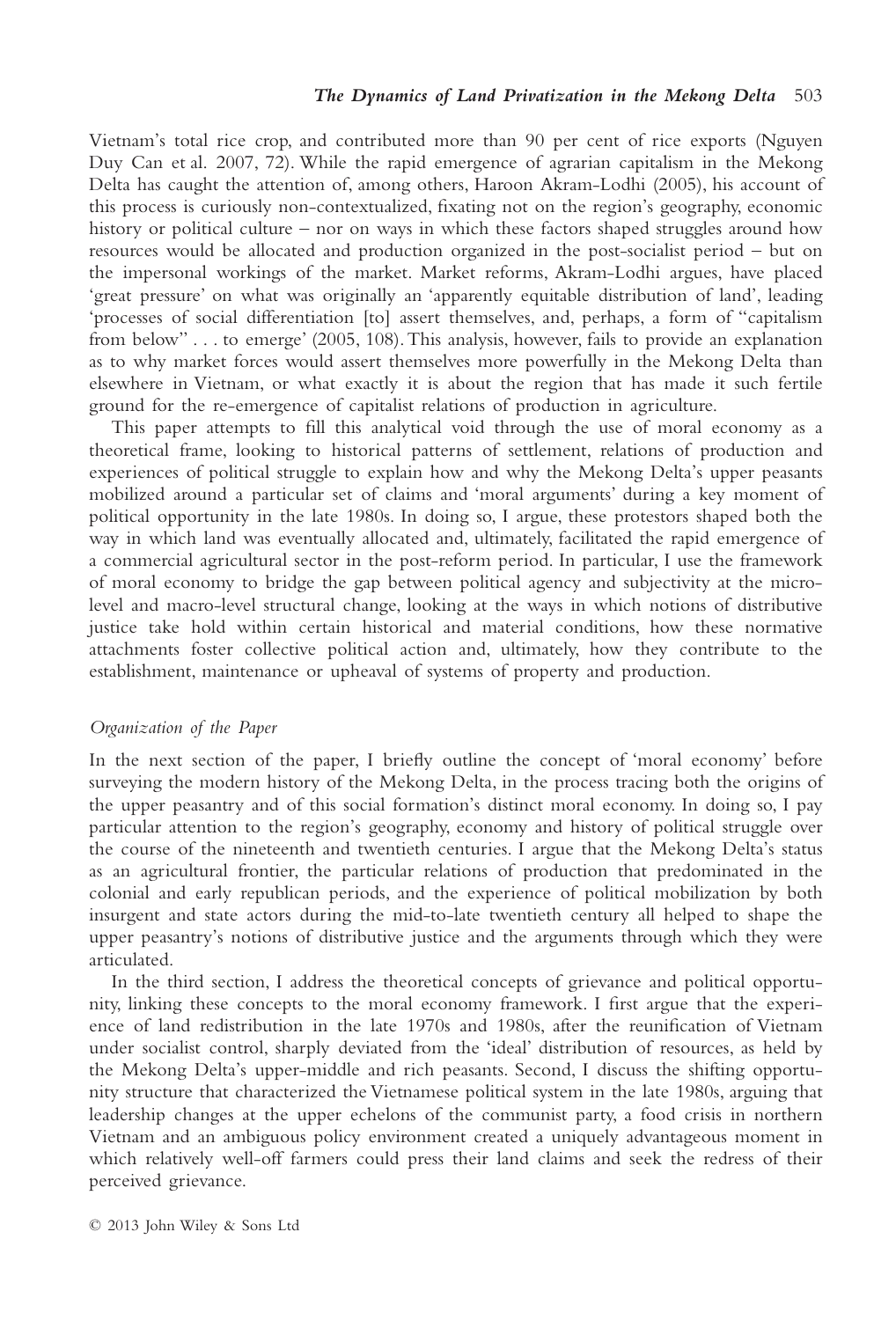Vietnam's total rice crop, and contributed more than 90 per cent of rice exports (Nguyen Duy Can et al. 2007, 72). While the rapid emergence of agrarian capitalism in the Mekong Delta has caught the attention of, among others, Haroon Akram-Lodhi (2005), his account of this process is curiously non-contextualized, fixating not on the region's geography, economic history or political culture – nor on ways in which these factors shaped struggles around how resources would be allocated and production organized in the post-socialist period – but on the impersonal workings of the market. Market reforms, Akram-Lodhi argues, have placed 'great pressure' on what was originally an 'apparently equitable distribution of land', leading 'processes of social differentiation [to] assert themselves, and, perhaps, a form of "capitalism from below" . . . to emerge' (2005, 108). This analysis, however, fails to provide an explanation as to why market forces would assert themselves more powerfully in the Mekong Delta than elsewhere in Vietnam, or what exactly it is about the region that has made it such fertile ground for the re-emergence of capitalist relations of production in agriculture.

This paper attempts to fill this analytical void through the use of moral economy as a theoretical frame, looking to historical patterns of settlement, relations of production and experiences of political struggle to explain how and why the Mekong Delta's upper peasants mobilized around a particular set of claims and 'moral arguments' during a key moment of political opportunity in the late 1980s. In doing so, I argue, these protestors shaped both the way in which land was eventually allocated and, ultimately, facilitated the rapid emergence of a commercial agricultural sector in the post-reform period. In particular, I use the framework of moral economy to bridge the gap between political agency and subjectivity at the micro-level and macro-level structural change, looking at the ways in which notions of distributive justice take hold within certain historical and material conditions, how these normative attachments foster collective political action and, ultimately, how they contribute to the establishment, maintenance or upheaval of systems of property and production.

### *Organization of the Paper*

In the next section of the paper, I briefly outline the concept of 'moral economy' before surveying the modern history of the Mekong Delta, in the process tracing both the origins of the upper peasantry and of this social formation's distinct moral economy. In doing so, I pay particular attention to the region's geography, economy and history of political struggle over the course of the nineteenth and twentieth centuries. I argue that the Mekong Delta's status as an agricultural frontier, the particular relations of production that predominated in the colonial and early republican periods, and the experience of political mobilization by both insurgent and state actors during the mid-to-late twentieth century all helped to shape the upper peasantry's notions of distributive justice and the arguments through which they were articulated.

In the third section, I address the theoretical concepts of grievance and political opportunity, linking these concepts to the moral economy framework. I first argue that the experience of land redistribution in the late 1970s and 1980s, after the reunification of Vietnam under socialist control, sharply deviated from the 'ideal' distribution of resources, as held by the Mekong Delta's upper-middle and rich peasants. Second, I discuss the shifting opportunity structure that characterized the Vietnamese political system in the late 1980s, arguing that leadership changes at the upper echelons of the communist party, a food crisis in northern Vietnam and an ambiguous policy environment created a uniquely advantageous moment in which relatively well-off farmers could press their land claims and seek the redress of their perceived grievance.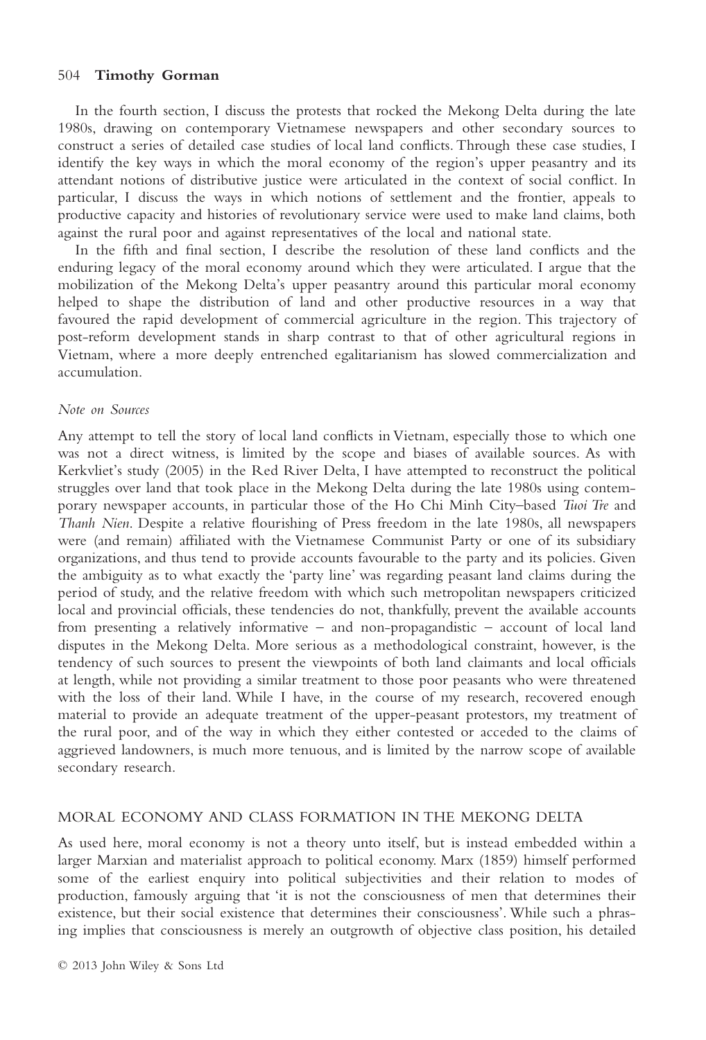In the fourth section, I discuss the protests that rocked the Mekong Delta during the late 1980s, drawing on contemporary Vietnamese newspapers and other secondary sources to construct a series of detailed case studies of local land conflicts. Through these case studies, I identify the key ways in which the moral economy of the region's upper peasantry and its attendant notions of distributive justice were articulated in the context of social conflict. In particular, I discuss the ways in which notions of settlement and the frontier, appeals to productive capacity and histories of revolutionary service were used to make land claims, both against the rural poor and against representatives of the local and national state.

In the fifth and final section, I describe the resolution of these land conflicts and the enduring legacy of the moral economy around which they were articulated. I argue that the mobilization of the Mekong Delta's upper peasantry around this particular moral economy helped to shape the distribution of land and other productive resources in a way that favoured the rapid development of commercial agriculture in the region. This trajectory of post-reform development stands in sharp contrast to that of other agricultural regions in Vietnam, where a more deeply entrenched egalitarianism has slowed commercialization and accumulation.

### *Note on Sources*

Any attempt to tell the story of local land conflicts in Vietnam, especially those to which one was not a direct witness, is limited by the scope and biases of available sources. As with Kerkvliet's study (2005) in the Red River Delta, I have attempted to reconstruct the political struggles over land that took place in the Mekong Delta during the late 1980s using contemporary newspaper accounts, in particular those of the Ho Chi Minh City–based *Tuoi Tre* and *Thanh Nien*. Despite a relative flourishing of Press freedom in the late 1980s, all newspapers were (and remain) affiliated with the Vietnamese Communist Party or one of its subsidiary organizations, and thus tend to provide accounts favourable to the party and its policies. Given the ambiguity as to what exactly the 'party line' was regarding peasant land claims during the period of study, and the relative freedom with which such metropolitan newspapers criticized local and provincial officials, these tendencies do not, thankfully, prevent the available accounts from presenting a relatively informative – and non-propagandistic – account of local land disputes in the Mekong Delta. More serious as a methodological constraint, however, is the tendency of such sources to present the viewpoints of both land claimants and local officials at length, while not providing a similar treatment to those poor peasants who were threatened with the loss of their land. While I have, in the course of my research, recovered enough material to provide an adequate treatment of the upper-peasant protestors, my treatment of the rural poor, and of the way in which they either contested or acceded to the claims of aggrieved landowners, is much more tenuous, and is limited by the narrow scope of available secondary research.

## MORAL ECONOMY AND CLASS FORMATION IN THE MEKONG DELTA

As used here, moral economy is not a theory unto itself, but is instead embedded within a larger Marxian and materialist approach to political economy. Marx (1859) himself performed some of the earliest enquiry into political subjectivities and their relation to modes of production, famously arguing that 'it is not the consciousness of men that determines their existence, but their social existence that determines their consciousness'. While such a phrasing implies that consciousness is merely an outgrowth of objective class position, his detailed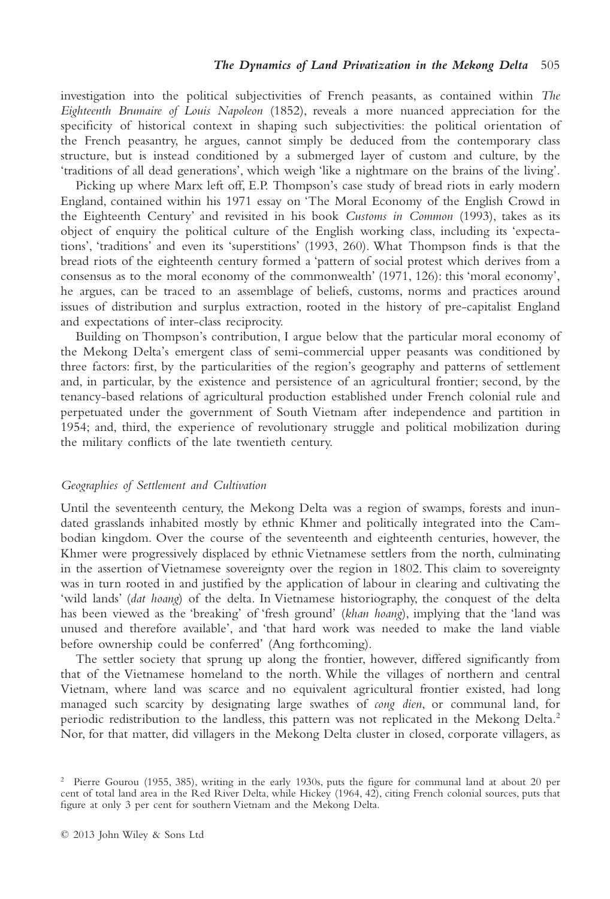investigation into the political subjectivities of French peasants, as contained within *The Eighteenth Brumaire of Louis Napoleon* (1852), reveals a more nuanced appreciation for the specificity of historical context in shaping such subjectivities: the political orientation of the French peasantry, he argues, cannot simply be deduced from the contemporary class structure, but is instead conditioned by a submerged layer of custom and culture, by the 'traditions of all dead generations', which weigh 'like a nightmare on the brains of the living'.

Picking up where Marx left off, E.P. Thompson's case study of bread riots in early modern England, contained within his 1971 essay on 'The Moral Economy of the English Crowd in the Eighteenth Century' and revisited in his book *Customs in Common* (1993), takes as its object of enquiry the political culture of the English working class, including its 'expectations', 'traditions' and even its 'superstitions' (1993, 260). What Thompson finds is that the bread riots of the eighteenth century formed a 'pattern of social protest which derives from a consensus as to the moral economy of the commonwealth' (1971, 126): this 'moral economy', he argues, can be traced to an assemblage of beliefs, customs, norms and practices around issues of distribution and surplus extraction, rooted in the history of pre-capitalist England and expectations of inter-class reciprocity.

Building on Thompson's contribution, I argue below that the particular moral economy of the Mekong Delta's emergent class of semi-commercial upper peasants was conditioned by three factors: first, by the particularities of the region's geography and patterns of settlement and, in particular, by the existence and persistence of an agricultural frontier; second, by the tenancy-based relations of agricultural production established under French colonial rule and perpetuated under the government of South Vietnam after independence and partition in 1954; and, third, the experience of revolutionary struggle and political mobilization during the military conflicts of the late twentieth century.

### *Geographies of Settlement and Cultivation*

Until the seventeenth century, the Mekong Delta was a region of swamps, forests and inundated grasslands inhabited mostly by ethnic Khmer and politically integrated into the Cambodian kingdom. Over the course of the seventeenth and eighteenth centuries, however, the Khmer were progressively displaced by ethnic Vietnamese settlers from the north, culminating in the assertion of Vietnamese sovereignty over the region in 1802. This claim to sovereignty was in turn rooted in and justified by the application of labour in clearing and cultivating the 'wild lands' (*dat hoang*) of the delta. In Vietnamese historiography, the conquest of the delta has been viewed as the 'breaking' of 'fresh ground' (*khan hoang*), implying that the 'land was unused and therefore available', and 'that hard work was needed to make the land viable before ownership could be conferred' (Ang forthcoming).

The settler society that sprung up along the frontier, however, differed significantly from that of the Vietnamese homeland to the north. While the villages of northern and central Vietnam, where land was scarce and no equivalent agricultural frontier existed, had long managed such scarcity by designating large swathes of *cong dien*, or communal land, for periodic redistribution to the landless, this pattern was not replicated in the Mekong Delta.[2] Nor, for that matter, did villagers in the Mekong Delta cluster in closed, corporate villagers, as

[2] Pierre Gourou (1955, 385), writing in the early 1930s, puts the figure for communal land at about 20 per cent of total land area in the Red River Delta, while Hickey (1964, 42), citing French colonial sources, puts that figure at only 3 per cent for southern Vietnam and the Mekong Delta.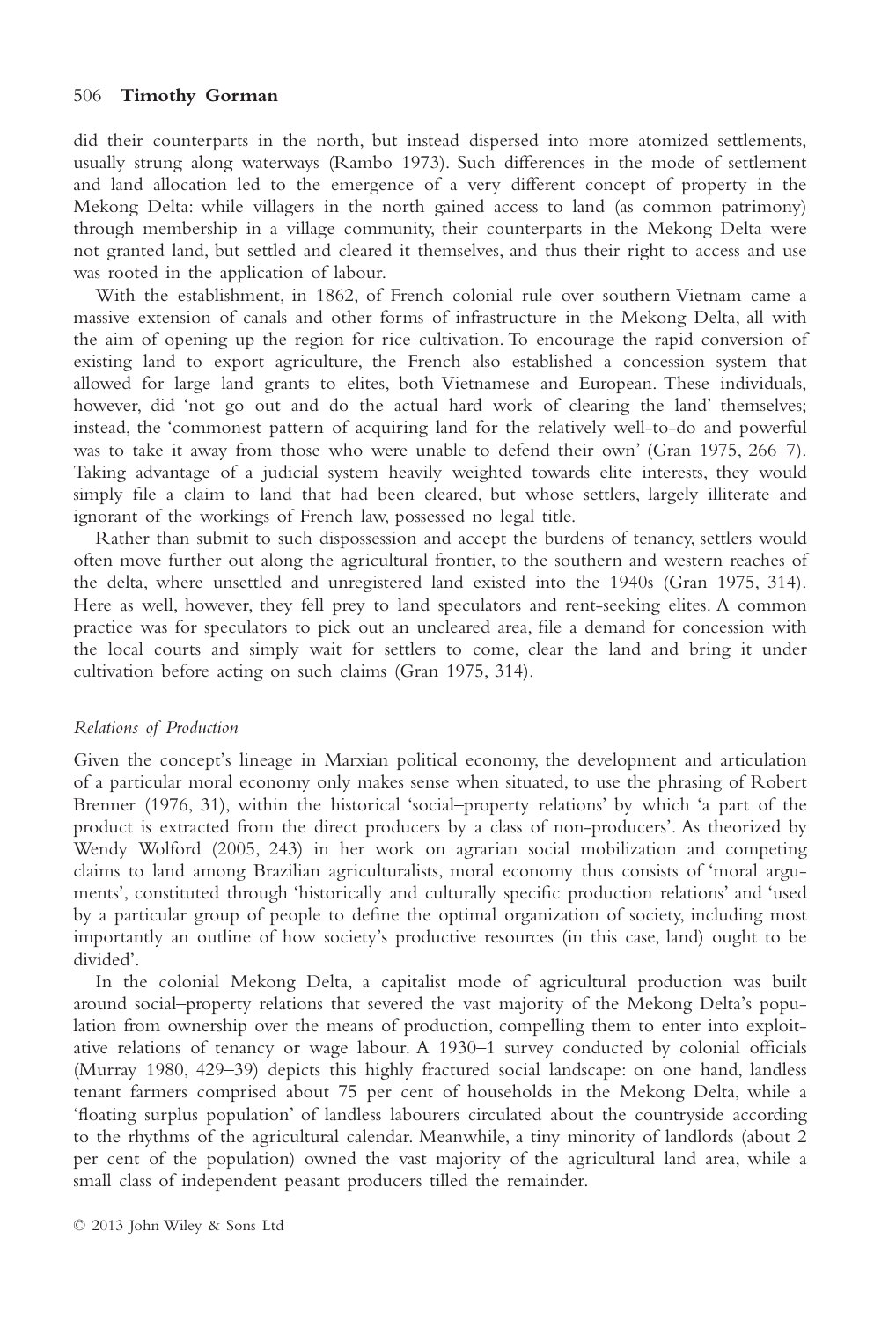did their counterparts in the north, but instead dispersed into more atomized settlements, usually strung along waterways (Rambo 1973). Such differences in the mode of settlement and land allocation led to the emergence of a very different concept of property in the Mekong Delta: while villagers in the north gained access to land (as common patrimony) through membership in a village community, their counterparts in the Mekong Delta were not granted land, but settled and cleared it themselves, and thus their right to access and use was rooted in the application of labour.

With the establishment, in 1862, of French colonial rule over southern Vietnam came a massive extension of canals and other forms of infrastructure in the Mekong Delta, all with the aim of opening up the region for rice cultivation. To encourage the rapid conversion of existing land to export agriculture, the French also established a concession system that allowed for large land grants to elites, both Vietnamese and European. These individuals, however, did 'not go out and do the actual hard work of clearing the land' themselves; instead, the 'commonest pattern of acquiring land for the relatively well-to-do and powerful was to take it away from those who were unable to defend their own' (Gran 1975, 266–7). Taking advantage of a judicial system heavily weighted towards elite interests, they would simply file a claim to land that had been cleared, but whose settlers, largely illiterate and ignorant of the workings of French law, possessed no legal title.

Rather than submit to such dispossession and accept the burdens of tenancy, settlers would often move further out along the agricultural frontier, to the southern and western reaches of the delta, where unsettled and unregistered land existed into the 1940s (Gran 1975, 314). Here as well, however, they fell prey to land speculators and rent-seeking elites. A common practice was for speculators to pick out an uncleared area, file a demand for concession with the local courts and simply wait for settlers to come, clear the land and bring it under cultivation before acting on such claims (Gran 1975, 314).

### *Relations of Production*

Given the concept's lineage in Marxian political economy, the development and articulation of a particular moral economy only makes sense when situated, to use the phrasing of Robert Brenner (1976, 31), within the historical 'social–property relations' by which 'a part of the product is extracted from the direct producers by a class of non-producers'. As theorized by Wendy Wolford (2005, 243) in her work on agrarian social mobilization and competing claims to land among Brazilian agriculturalists, moral economy thus consists of 'moral arguments', constituted through 'historically and culturally specific production relations' and 'used by a particular group of people to define the optimal organization of society, including most importantly an outline of how society's productive resources (in this case, land) ought to be divided'.

In the colonial Mekong Delta, a capitalist mode of agricultural production was built around social–property relations that severed the vast majority of the Mekong Delta's population from ownership over the means of production, compelling them to enter into exploitative relations of tenancy or wage labour. A 1930–1 survey conducted by colonial officials (Murray 1980, 429–39) depicts this highly fractured social landscape: on one hand, landless tenant farmers comprised about 75 per cent of households in the Mekong Delta, while a 'floating surplus population' of landless labourers circulated about the countryside according to the rhythms of the agricultural calendar. Meanwhile, a tiny minority of landlords (about 2 per cent of the population) owned the vast majority of the agricultural land area, while a small class of independent peasant producers tilled the remainder.

© 2013 John Wiley & Sons Ltd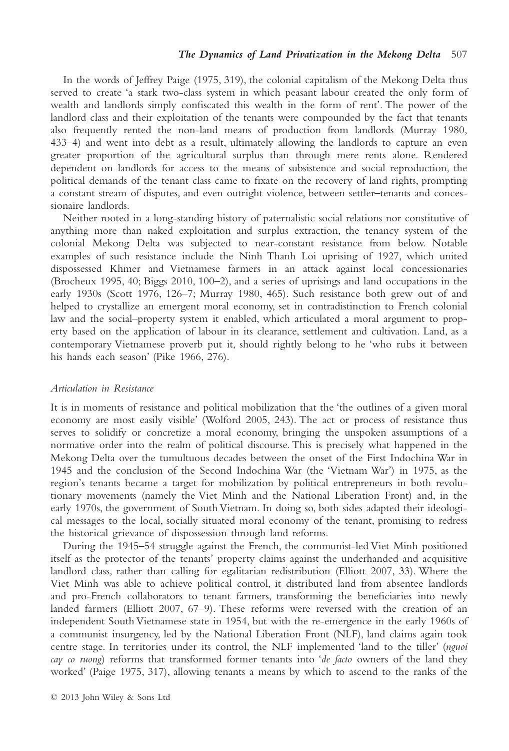In the words of Jeffrey Paige (1975, 319), the colonial capitalism of the Mekong Delta thus served to create 'a stark two-class system in which peasant labour created the only form of wealth and landlords simply confiscated this wealth in the form of rent'. The power of the landlord class and their exploitation of the tenants were compounded by the fact that tenants also frequently rented the non-land means of production from landlords (Murray 1980, 433–4) and went into debt as a result, ultimately allowing the landlords to capture an even greater proportion of the agricultural surplus than through mere rents alone. Rendered dependent on landlords for access to the means of subsistence and social reproduction, the political demands of the tenant class came to fixate on the recovery of land rights, prompting a constant stream of disputes, and even outright violence, between settler–tenants and concessionaire landlords.

Neither rooted in a long-standing history of paternalistic social relations nor constitutive of anything more than naked exploitation and surplus extraction, the tenancy system of the colonial Mekong Delta was subjected to near-constant resistance from below. Notable examples of such resistance include the Ninh Thanh Loi uprising of 1927, which united dispossessed Khmer and Vietnamese farmers in an attack against local concessionaries (Brocheux 1995, 40; Biggs 2010, 100–2), and a series of uprisings and land occupations in the early 1930s (Scott 1976, 126–7; Murray 1980, 465). Such resistance both grew out of and helped to crystallize an emergent moral economy, set in contradistinction to French colonial law and the social–property system it enabled, which articulated a moral argument to property based on the application of labour in its clearance, settlement and cultivation. Land, as a contemporary Vietnamese proverb put it, should rightly belong to he 'who rubs it between his hands each season' (Pike 1966, 276).

*Articulation in Resistance*

It is in moments of resistance and political mobilization that the 'the outlines of a given moral economy are most easily visible' (Wolford 2005, 243). The act or process of resistance thus serves to solidify or concretize a moral economy, bringing the unspoken assumptions of a normative order into the realm of political discourse. This is precisely what happened in the Mekong Delta over the tumultuous decades between the onset of the First Indochina War in 1945 and the conclusion of the Second Indochina War (the 'Vietnam War') in 1975, as the region's tenants became a target for mobilization by political entrepreneurs in both revolutionary movements (namely the Viet Minh and the National Liberation Front) and, in the early 1970s, the government of South Vietnam. In doing so, both sides adapted their ideological messages to the local, socially situated moral economy of the tenant, promising to redress the historical grievance of dispossession through land reforms.

During the 1945–54 struggle against the French, the communist-led Viet Minh positioned itself as the protector of the tenants' property claims against the underhanded and acquisitive landlord class, rather than calling for egalitarian redistribution (Elliott 2007, 33). Where the Viet Minh was able to achieve political control, it distributed land from absentee landlords and pro-French collaborators to tenant farmers, transforming the beneficiaries into newly landed farmers (Elliott 2007, 67–9). These reforms were reversed with the creation of an independent South Vietnamese state in 1954, but with the re-emergence in the early 1960s of a communist insurgency, led by the National Liberation Front (NLF), land claims again took centre stage. In territories under its control, the NLF implemented 'land to the tiller' (*nguoi cay co ruong*) reforms that transformed former tenants into '*de facto* owners of the land they worked' (Paige 1975, 317), allowing tenants a means by which to ascend to the ranks of the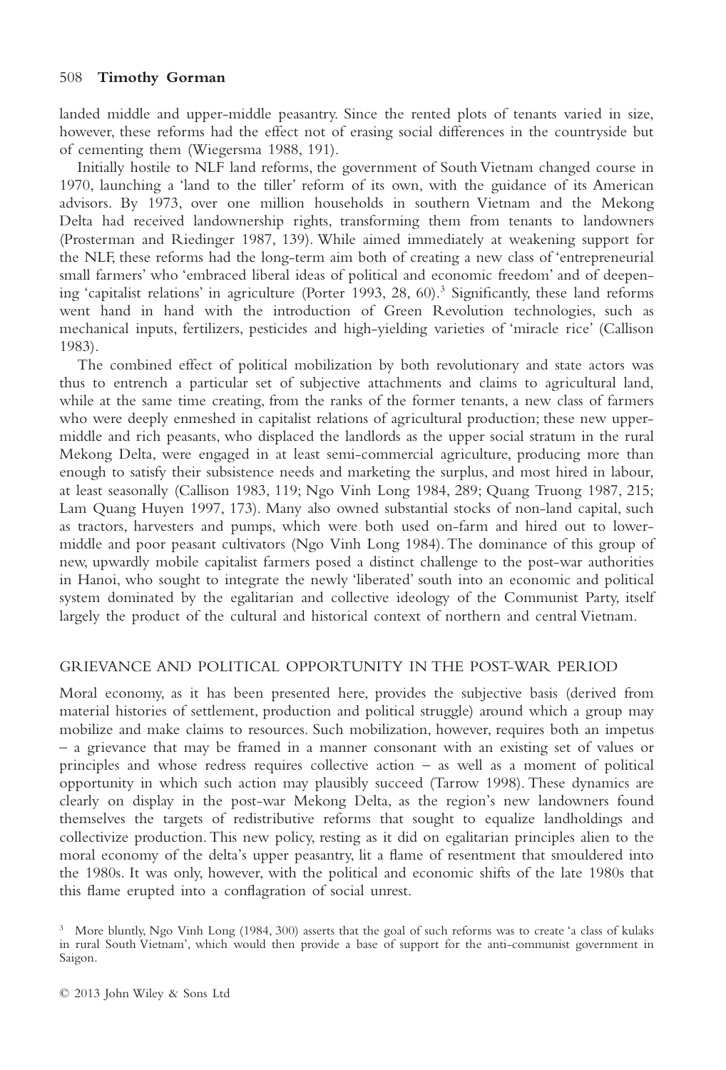landed middle and upper-middle peasantry. Since the rented plots of tenants varied in size, however, these reforms had the effect not of erasing social differences in the countryside but of cementing them (Wiegersma 1988, 191).

Initially hostile to NLF land reforms, the government of South Vietnam changed course in 1970, launching a 'land to the tiller' reform of its own, with the guidance of its American advisors. By 1973, over one million households in southern Vietnam and the Mekong Delta had received landownership rights, transforming them from tenants to landowners (Prosterman and Riedinger 1987, 139). While aimed immediately at weakening support for the NLF, these reforms had the long-term aim both of creating a new class of 'entrepreneurial small farmers' who 'embraced liberal ideas of political and economic freedom' and of deepening 'capitalist relations' in agriculture (Porter 1993, 28, 60).[3] Significantly, these land reforms went hand in hand with the introduction of Green Revolution technologies, such as mechanical inputs, fertilizers, pesticides and high-yielding varieties of 'miracle rice' (Callison 1983).

The combined effect of political mobilization by both revolutionary and state actors was thus to entrench a particular set of subjective attachments and claims to agricultural land, while at the same time creating, from the ranks of the former tenants, a new class of farmers who were deeply enmeshed in capitalist relations of agricultural production; these new upper-middle and rich peasants, who displaced the landlords as the upper social stratum in the rural Mekong Delta, were engaged in at least semi-commercial agriculture, producing more than enough to satisfy their subsistence needs and marketing the surplus, and most hired in labour, at least seasonally (Callison 1983, 119; Ngo Vinh Long 1984, 289; Quang Truong 1987, 215; Lam Quang Huyen 1997, 173). Many also owned substantial stocks of non-land capital, such as tractors, harvesters and pumps, which were both used on-farm and hired out to lower-middle and poor peasant cultivators (Ngo Vinh Long 1984). The dominance of this group of new, upwardly mobile capitalist farmers posed a distinct challenge to the post-war authorities in Hanoi, who sought to integrate the newly 'liberated' south into an economic and political system dominated by the egalitarian and collective ideology of the Communist Party, itself largely the product of the cultural and historical context of northern and central Vietnam.

## GRIEVANCE AND POLITICAL OPPORTUNITY IN THE POST-WAR PERIOD

Moral economy, as it has been presented here, provides the subjective basis (derived from material histories of settlement, production and political struggle) around which a group may mobilize and make claims to resources. Such mobilization, however, requires both an impetus – a grievance that may be framed in a manner consonant with an existing set of values or principles and whose redress requires collective action – as well as a moment of political opportunity in which such action may plausibly succeed (Tarrow 1998). These dynamics are clearly on display in the post-war Mekong Delta, as the region's new landowners found themselves the targets of redistributive reforms that sought to equalize landholdings and collectivize production. This new policy, resting as it did on egalitarian principles alien to the moral economy of the delta's upper peasantry, lit a flame of resentment that smouldered into the 1980s. It was only, however, with the political and economic shifts of the late 1980s that this flame erupted into a conflagration of social unrest.

[3] More bluntly, Ngo Vinh Long (1984, 300) asserts that the goal of such reforms was to create 'a class of kulaks in rural South Vietnam', which would then provide a base of support for the anti-communist government in Saigon.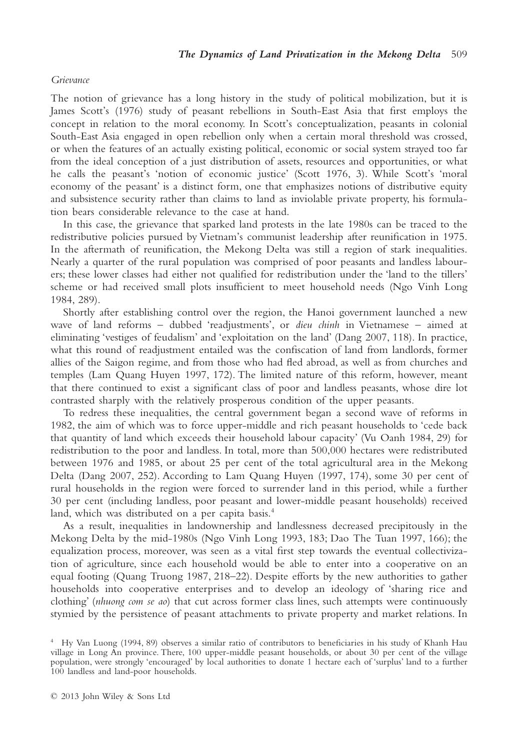*Grievance*

The notion of grievance has a long history in the study of political mobilization, but it is James Scott's (1976) study of peasant rebellions in South-East Asia that first employs the concept in relation to the moral economy. In Scott's conceptualization, peasants in colonial South-East Asia engaged in open rebellion only when a certain moral threshold was crossed, or when the features of an actually existing political, economic or social system strayed too far from the ideal conception of a just distribution of assets, resources and opportunities, or what he calls the peasant's 'notion of economic justice' (Scott 1976, 3). While Scott's 'moral economy of the peasant' is a distinct form, one that emphasizes notions of distributive equity and subsistence security rather than claims to land as inviolable private property, his formulation bears considerable relevance to the case at hand.

In this case, the grievance that sparked land protests in the late 1980s can be traced to the redistributive policies pursued by Vietnam's communist leadership after reunification in 1975. In the aftermath of reunification, the Mekong Delta was still a region of stark inequalities. Nearly a quarter of the rural population was comprised of poor peasants and landless labourers; these lower classes had either not qualified for redistribution under the 'land to the tillers' scheme or had received small plots insufficient to meet household needs (Ngo Vinh Long 1984, 289).

Shortly after establishing control over the region, the Hanoi government launched a new wave of land reforms – dubbed 'readjustments', or *dieu chinh* in Vietnamese – aimed at eliminating 'vestiges of feudalism' and 'exploitation on the land' (Dang 2007, 118). In practice, what this round of readjustment entailed was the confiscation of land from landlords, former allies of the Saigon regime, and from those who had fled abroad, as well as from churches and temples (Lam Quang Huyen 1997, 172). The limited nature of this reform, however, meant that there continued to exist a significant class of poor and landless peasants, whose dire lot contrasted sharply with the relatively prosperous condition of the upper peasants.

To redress these inequalities, the central government began a second wave of reforms in 1982, the aim of which was to force upper-middle and rich peasant households to 'cede back that quantity of land which exceeds their household labour capacity' (Vu Oanh 1984, 29) for redistribution to the poor and landless. In total, more than 500,000 hectares were redistributed between 1976 and 1985, or about 25 per cent of the total agricultural area in the Mekong Delta (Dang 2007, 252). According to Lam Quang Huyen (1997, 174), some 30 per cent of rural households in the region were forced to surrender land in this period, while a further 30 per cent (including landless, poor peasant and lower-middle peasant households) received land, which was distributed on a per capita basis.[4]

As a result, inequalities in landownership and landlessness decreased precipitously in the Mekong Delta by the mid-1980s (Ngo Vinh Long 1993, 183; Dao The Tuan 1997, 166); the equalization process, moreover, was seen as a vital first step towards the eventual collectivization of agriculture, since each household would be able to enter into a cooperative on an equal footing (Quang Truong 1987, 218–22). Despite efforts by the new authorities to gather households into cooperative enterprises and to develop an ideology of 'sharing rice and clothing' (*nhuong com se ao*) that cut across former class lines, such attempts were continuously stymied by the persistence of peasant attachments to private property and market relations. In

[4] Hy Van Luong (1994, 89) observes a similar ratio of contributors to beneficiaries in his study of Khanh Hau village in Long An province. There, 100 upper-middle peasant households, or about 30 per cent of the village population, were strongly 'encouraged' by local authorities to donate 1 hectare each of 'surplus' land to a further 100 landless and land-poor households.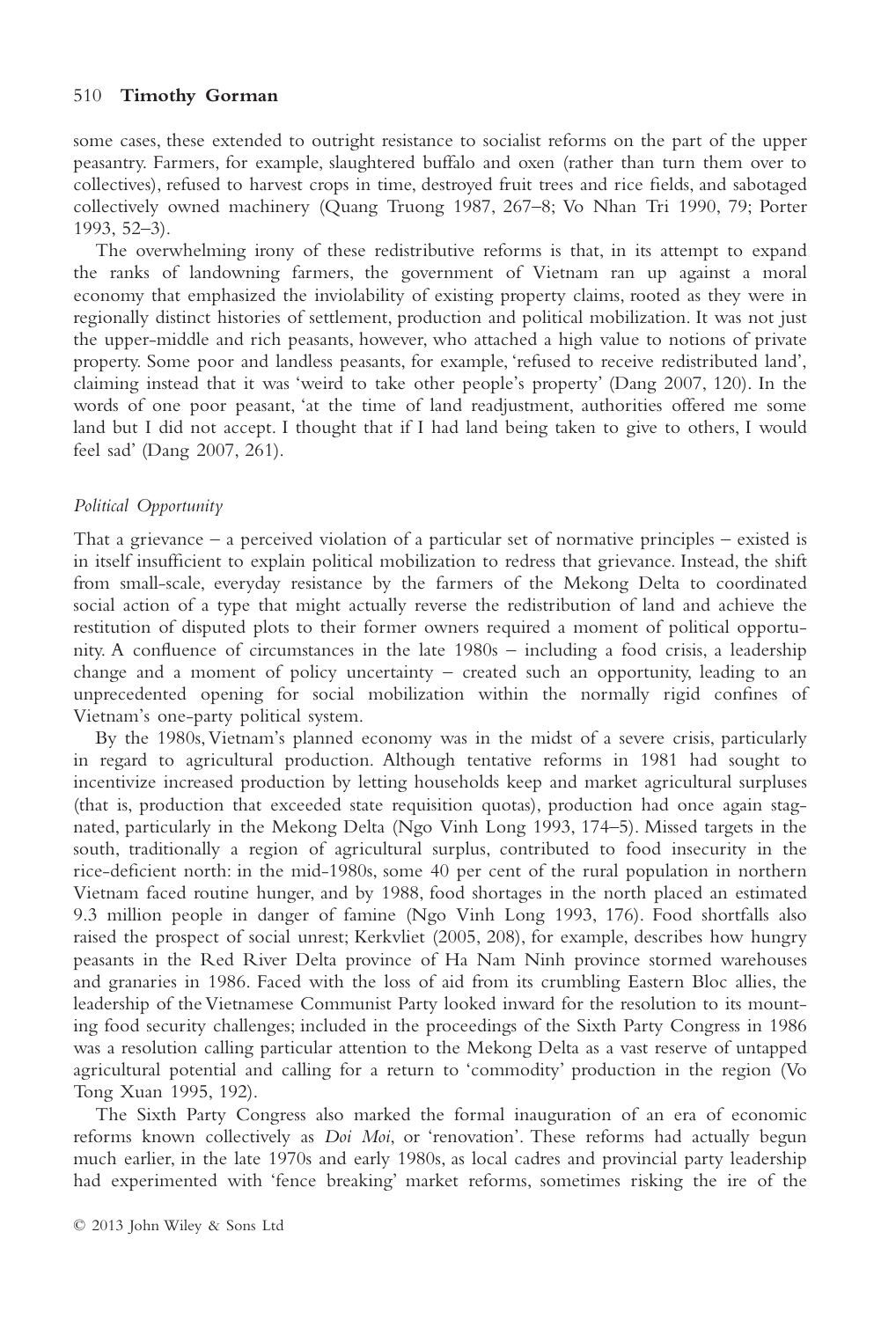some cases, these extended to outright resistance to socialist reforms on the part of the upper peasantry. Farmers, for example, slaughtered buffalo and oxen (rather than turn them over to collectives), refused to harvest crops in time, destroyed fruit trees and rice fields, and sabotaged collectively owned machinery (Quang Truong 1987, 267–8; Vo Nhan Tri 1990, 79; Porter 1993, 52–3).

The overwhelming irony of these redistributive reforms is that, in its attempt to expand the ranks of landowning farmers, the government of Vietnam ran up against a moral economy that emphasized the inviolability of existing property claims, rooted as they were in regionally distinct histories of settlement, production and political mobilization. It was not just the upper-middle and rich peasants, however, who attached a high value to notions of private property. Some poor and landless peasants, for example, 'refused to receive redistributed land', claiming instead that it was 'weird to take other people's property' (Dang 2007, 120). In the words of one poor peasant, 'at the time of land readjustment, authorities offered me some land but I did not accept. I thought that if I had land being taken to give to others, I would feel sad' (Dang 2007, 261).

### *Political Opportunity*

That a grievance – a perceived violation of a particular set of normative principles – existed is in itself insufficient to explain political mobilization to redress that grievance. Instead, the shift from small-scale, everyday resistance by the farmers of the Mekong Delta to coordinated social action of a type that might actually reverse the redistribution of land and achieve the restitution of disputed plots to their former owners required a moment of political opportunity. A confluence of circumstances in the late 1980s – including a food crisis, a leadership change and a moment of policy uncertainty – created such an opportunity, leading to an unprecedented opening for social mobilization within the normally rigid confines of Vietnam's one-party political system.

By the 1980s, Vietnam's planned economy was in the midst of a severe crisis, particularly in regard to agricultural production. Although tentative reforms in 1981 had sought to incentivize increased production by letting households keep and market agricultural surpluses (that is, production that exceeded state requisition quotas), production had once again stagnated, particularly in the Mekong Delta (Ngo Vinh Long 1993, 174–5). Missed targets in the south, traditionally a region of agricultural surplus, contributed to food insecurity in the rice-deficient north: in the mid-1980s, some 40 per cent of the rural population in northern Vietnam faced routine hunger, and by 1988, food shortages in the north placed an estimated 9.3 million people in danger of famine (Ngo Vinh Long 1993, 176). Food shortfalls also raised the prospect of social unrest; Kerkvliet (2005, 208), for example, describes how hungry peasants in the Red River Delta province of Ha Nam Ninh province stormed warehouses and granaries in 1986. Faced with the loss of aid from its crumbling Eastern Bloc allies, the leadership of the Vietnamese Communist Party looked inward for the resolution to its mounting food security challenges; included in the proceedings of the Sixth Party Congress in 1986 was a resolution calling particular attention to the Mekong Delta as a vast reserve of untapped agricultural potential and calling for a return to 'commodity' production in the region (Vo Tong Xuan 1995, 192).

The Sixth Party Congress also marked the formal inauguration of an era of economic reforms known collectively as *Doi Moi*, or 'renovation'. These reforms had actually begun much earlier, in the late 1970s and early 1980s, as local cadres and provincial party leadership had experimented with 'fence breaking' market reforms, sometimes risking the ire of the

© 2013 John Wiley & Sons Ltd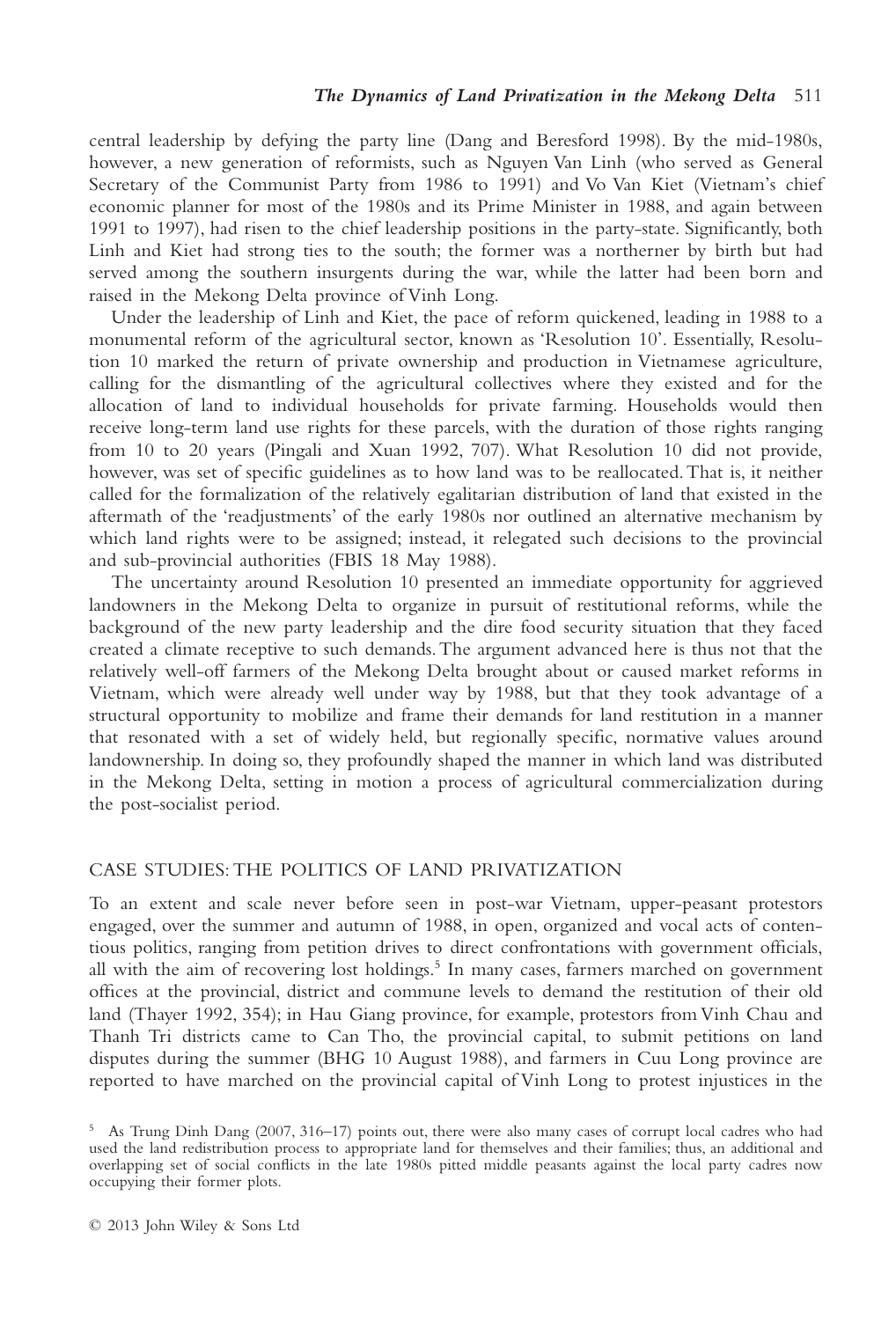central leadership by defying the party line (Dang and Beresford 1998). By the mid-1980s, however, a new generation of reformists, such as Nguyen Van Linh (who served as General Secretary of the Communist Party from 1986 to 1991) and Vo Van Kiet (Vietnam's chief economic planner for most of the 1980s and its Prime Minister in 1988, and again between 1991 to 1997), had risen to the chief leadership positions in the party-state. Significantly, both Linh and Kiet had strong ties to the south; the former was a northerner by birth but had served among the southern insurgents during the war, while the latter had been born and raised in the Mekong Delta province of Vinh Long.

Under the leadership of Linh and Kiet, the pace of reform quickened, leading in 1988 to a monumental reform of the agricultural sector, known as 'Resolution 10'. Essentially, Resolution 10 marked the return of private ownership and production in Vietnamese agriculture, calling for the dismantling of the agricultural collectives where they existed and for the allocation of land to individual households for private farming. Households would then receive long-term land use rights for these parcels, with the duration of those rights ranging from 10 to 20 years (Pingali and Xuan 1992, 707). What Resolution 10 did not provide, however, was set of specific guidelines as to how land was to be reallocated. That is, it neither called for the formalization of the relatively egalitarian distribution of land that existed in the aftermath of the 'readjustments' of the early 1980s nor outlined an alternative mechanism by which land rights were to be assigned; instead, it relegated such decisions to the provincial and sub-provincial authorities (FBIS 18 May 1988).

The uncertainty around Resolution 10 presented an immediate opportunity for aggrieved landowners in the Mekong Delta to organize in pursuit of restitutional reforms, while the background of the new party leadership and the dire food security situation that they faced created a climate receptive to such demands. The argument advanced here is thus not that the relatively well-off farmers of the Mekong Delta brought about or caused market reforms in Vietnam, which were already well under way by 1988, but that they took advantage of a structural opportunity to mobilize and frame their demands for land restitution in a manner that resonated with a set of widely held, but regionally specific, normative values around landownership. In doing so, they profoundly shaped the manner in which land was distributed in the Mekong Delta, setting in motion a process of agricultural commercialization during the post-socialist period.

## CASE STUDIES: THE POLITICS OF LAND PRIVATIZATION

To an extent and scale never before seen in post-war Vietnam, upper-peasant protestors engaged, over the summer and autumn of 1988, in open, organized and vocal acts of contentious politics, ranging from petition drives to direct confrontations with government officials, all with the aim of recovering lost holdings.[5] In many cases, farmers marched on government offices at the provincial, district and commune levels to demand the restitution of their old land (Thayer 1992, 354); in Hau Giang province, for example, protestors from Vinh Chau and Thanh Tri districts came to Can Tho, the provincial capital, to submit petitions on land disputes during the summer (BHG 10 August 1988), and farmers in Cuu Long province are reported to have marched on the provincial capital of Vinh Long to protest injustices in the

[5] As Trung Dinh Dang (2007, 316–17) points out, there were also many cases of corrupt local cadres who had used the land redistribution process to appropriate land for themselves and their families; thus, an additional and overlapping set of social conflicts in the late 1980s pitted middle peasants against the local party cadres now occupying their former plots.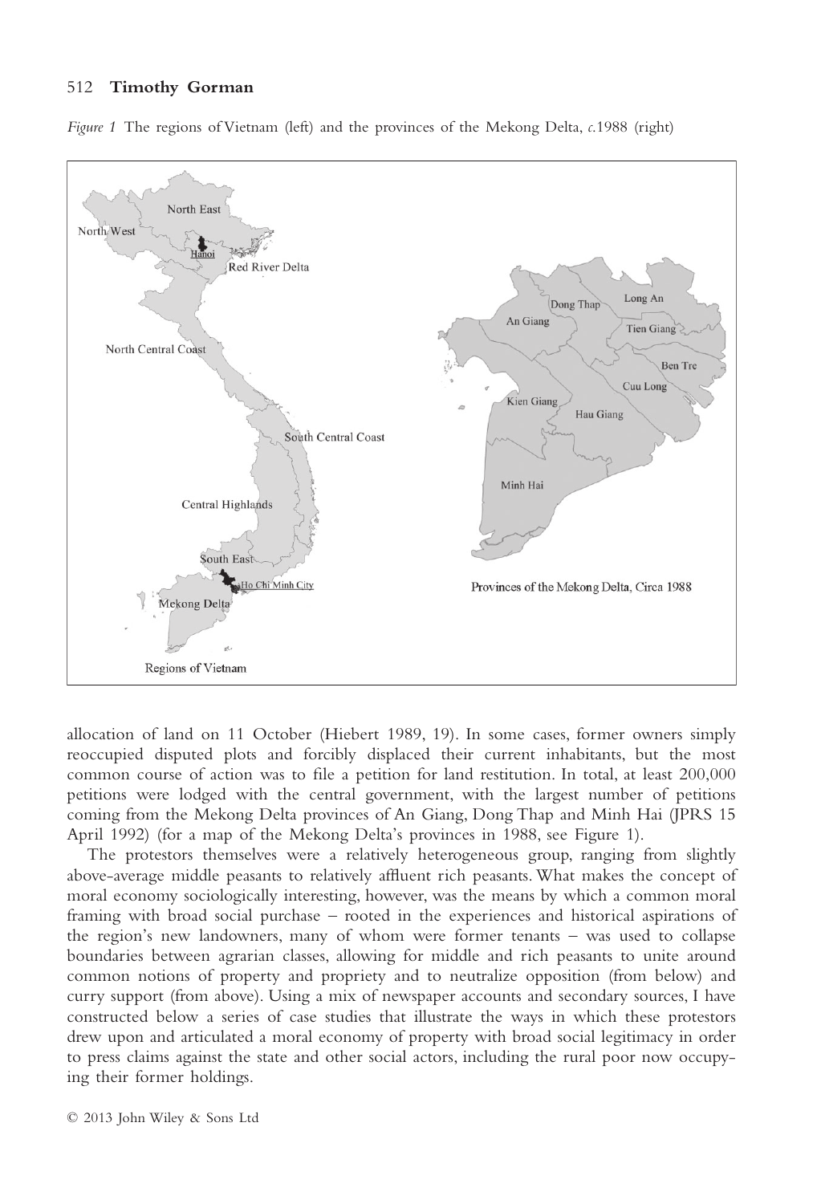*Figure 1* The regions of Vietnam (left) and the provinces of the Mekong Delta, *c.*1988 (right)

allocation of land on 11 October (Hiebert 1989, 19). In some cases, former owners simply reoccupied disputed plots and forcibly displaced their current inhabitants, but the most common course of action was to file a petition for land restitution. In total, at least 200,000 petitions were lodged with the central government, with the largest number of petitions coming from the Mekong Delta provinces of An Giang, Dong Thap and Minh Hai (JPRS 15 April 1992) (for a map of the Mekong Delta's provinces in 1988, see Figure 1).

The protestors themselves were a relatively heterogeneous group, ranging from slightly above-average middle peasants to relatively affluent rich peasants. What makes the concept of moral economy sociologically interesting, however, was the means by which a common moral framing with broad social purchase – rooted in the experiences and historical aspirations of the region's new landowners, many of whom were former tenants – was used to collapse boundaries between agrarian classes, allowing for middle and rich peasants to unite around common notions of property and propriety and to neutralize opposition (from below) and curry support (from above). Using a mix of newspaper accounts and secondary sources, I have constructed below a series of case studies that illustrate the ways in which these protestors drew upon and articulated a moral economy of property with broad social legitimacy in order to press claims against the state and other social actors, including the rural poor now occupying their former holdings.

© 2013 John Wiley & Sons Ltd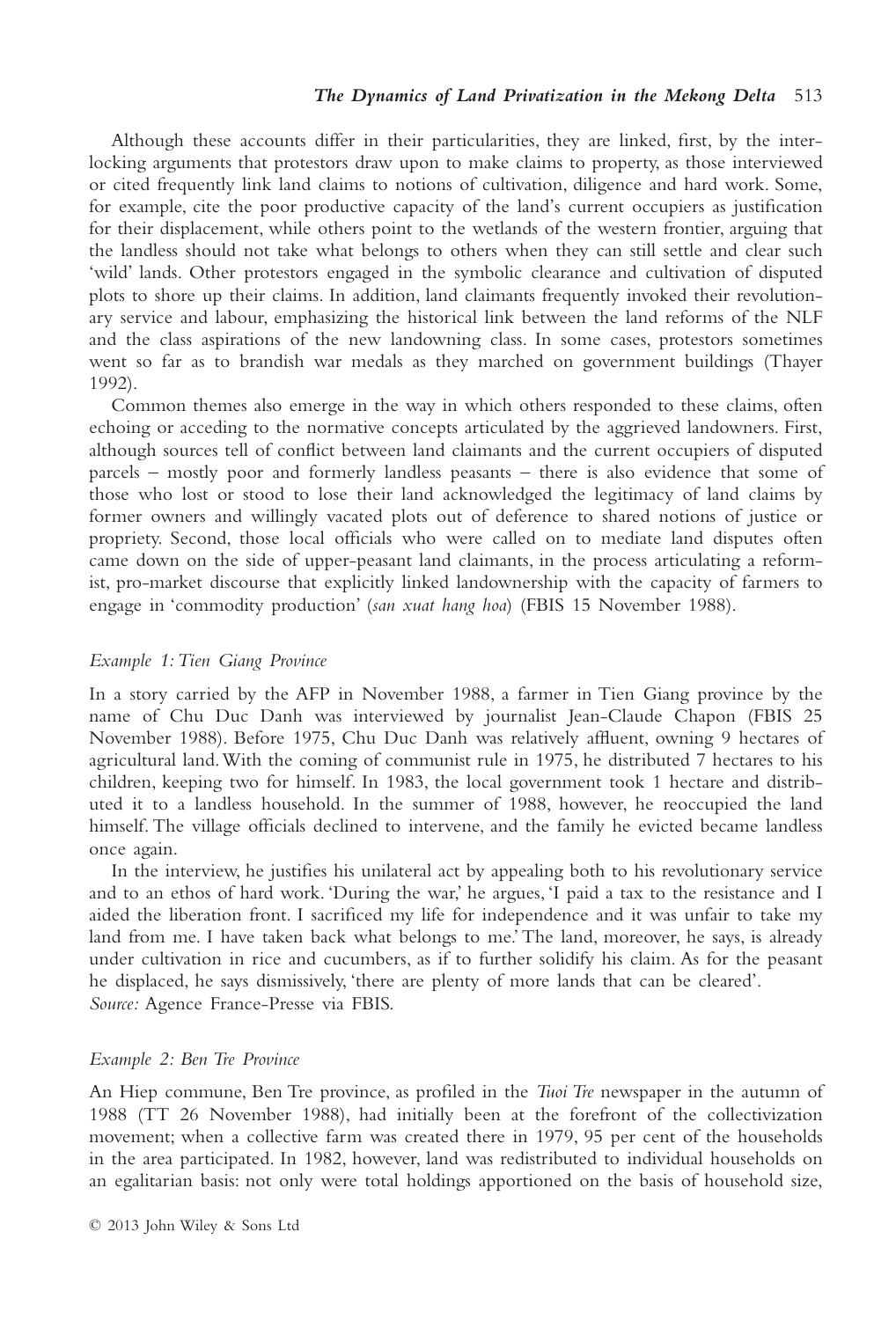Although these accounts differ in their particularities, they are linked, first, by the interlocking arguments that protestors draw upon to make claims to property, as those interviewed or cited frequently link land claims to notions of cultivation, diligence and hard work. Some, for example, cite the poor productive capacity of the land's current occupiers as justification for their displacement, while others point to the wetlands of the western frontier, arguing that the landless should not take what belongs to others when they can still settle and clear such 'wild' lands. Other protestors engaged in the symbolic clearance and cultivation of disputed plots to shore up their claims. In addition, land claimants frequently invoked their revolutionary service and labour, emphasizing the historical link between the land reforms of the NLF and the class aspirations of the new landowning class. In some cases, protestors sometimes went so far as to brandish war medals as they marched on government buildings (Thayer 1992).

Common themes also emerge in the way in which others responded to these claims, often echoing or acceding to the normative concepts articulated by the aggrieved landowners. First, although sources tell of conflict between land claimants and the current occupiers of disputed parcels – mostly poor and formerly landless peasants – there is also evidence that some of those who lost or stood to lose their land acknowledged the legitimacy of land claims by former owners and willingly vacated plots out of deference to shared notions of justice or propriety. Second, those local officials who were called on to mediate land disputes often came down on the side of upper-peasant land claimants, in the process articulating a reformist, pro-market discourse that explicitly linked landownership with the capacity of farmers to engage in 'commodity production' (*san xuat hang hoa*) (FBIS 15 November 1988).

*Example 1: Tien Giang Province*

In a story carried by the AFP in November 1988, a farmer in Tien Giang province by the name of Chu Duc Danh was interviewed by journalist Jean-Claude Chapon (FBIS 25 November 1988). Before 1975, Chu Duc Danh was relatively affluent, owning 9 hectares of agricultural land. With the coming of communist rule in 1975, he distributed 7 hectares to his children, keeping two for himself. In 1983, the local government took 1 hectare and distributed it to a landless household. In the summer of 1988, however, he reoccupied the land himself. The village officials declined to intervene, and the family he evicted became landless once again.

In the interview, he justifies his unilateral act by appealing both to his revolutionary service and to an ethos of hard work. 'During the war,' he argues, 'I paid a tax to the resistance and I aided the liberation front. I sacrificed my life for independence and it was unfair to take my land from me. I have taken back what belongs to me.' The land, moreover, he says, is already under cultivation in rice and cucumbers, as if to further solidify his claim. As for the peasant he displaced, he says dismissively, 'there are plenty of more lands that can be cleared'.
*Source:* Agence France-Presse via FBIS.

*Example 2: Ben Tre Province*

An Hiep commune, Ben Tre province, as profiled in the *Tuoi Tre* newspaper in the autumn of 1988 (TT 26 November 1988), had initially been at the forefront of the collectivization movement; when a collective farm was created there in 1979, 95 per cent of the households in the area participated. In 1982, however, land was redistributed to individual households on an egalitarian basis: not only were total holdings apportioned on the basis of household size,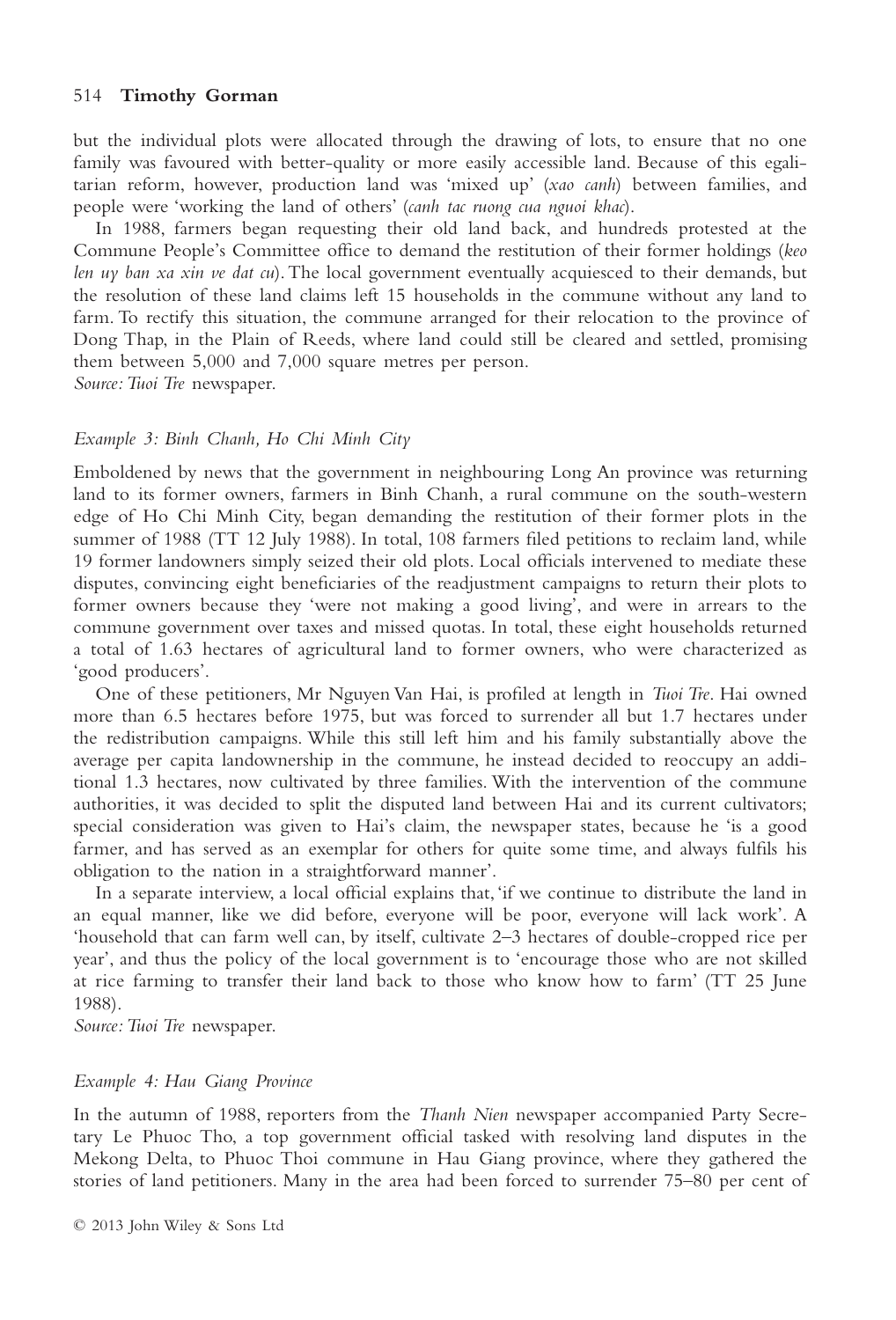but the individual plots were allocated through the drawing of lots, to ensure that no one family was favoured with better-quality or more easily accessible land. Because of this egalitarian reform, however, production land was 'mixed up' (*xao canh*) between families, and people were 'working the land of others' (*canh tac ruong cua nguoi khac*).

In 1988, farmers began requesting their old land back, and hundreds protested at the Commune People's Committee office to demand the restitution of their former holdings (*keo len uy ban xa xin ve dat cu*). The local government eventually acquiesced to their demands, but the resolution of these land claims left 15 households in the commune without any land to farm. To rectify this situation, the commune arranged for their relocation to the province of Dong Thap, in the Plain of Reeds, where land could still be cleared and settled, promising them between 5,000 and 7,000 square metres per person.
*Source: Tuoi Tre* newspaper.

### *Example 3: Binh Chanh, Ho Chi Minh City*

Emboldened by news that the government in neighbouring Long An province was returning land to its former owners, farmers in Binh Chanh, a rural commune on the south-western edge of Ho Chi Minh City, began demanding the restitution of their former plots in the summer of 1988 (TT 12 July 1988). In total, 108 farmers filed petitions to reclaim land, while 19 former landowners simply seized their old plots. Local officials intervened to mediate these disputes, convincing eight beneficiaries of the readjustment campaigns to return their plots to former owners because they 'were not making a good living', and were in arrears to the commune government over taxes and missed quotas. In total, these eight households returned a total of 1.63 hectares of agricultural land to former owners, who were characterized as 'good producers'.

One of these petitioners, Mr Nguyen Van Hai, is profiled at length in *Tuoi Tre*. Hai owned more than 6.5 hectares before 1975, but was forced to surrender all but 1.7 hectares under the redistribution campaigns. While this still left him and his family substantially above the average per capita landownership in the commune, he instead decided to reoccupy an additional 1.3 hectares, now cultivated by three families. With the intervention of the commune authorities, it was decided to split the disputed land between Hai and its current cultivators; special consideration was given to Hai's claim, the newspaper states, because he 'is a good farmer, and has served as an exemplar for others for quite some time, and always fulfils his obligation to the nation in a straightforward manner'.

In a separate interview, a local official explains that, 'if we continue to distribute the land in an equal manner, like we did before, everyone will be poor, everyone will lack work'. A 'household that can farm well can, by itself, cultivate 2–3 hectares of double-cropped rice per year', and thus the policy of the local government is to 'encourage those who are not skilled at rice farming to transfer their land back to those who know how to farm' (TT 25 June 1988).
*Source: Tuoi Tre* newspaper.

### *Example 4: Hau Giang Province*

In the autumn of 1988, reporters from the *Thanh Nien* newspaper accompanied Party Secretary Le Phuoc Tho, a top government official tasked with resolving land disputes in the Mekong Delta, to Phuoc Thoi commune in Hau Giang province, where they gathered the stories of land petitioners. Many in the area had been forced to surrender 75–80 per cent of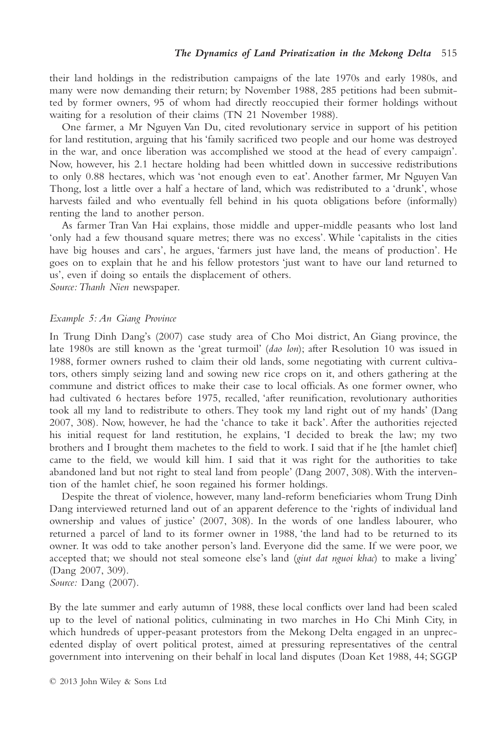their land holdings in the redistribution campaigns of the late 1970s and early 1980s, and many were now demanding their return; by November 1988, 285 petitions had been submitted by former owners, 95 of whom had directly reoccupied their former holdings without waiting for a resolution of their claims (TN 21 November 1988).

One farmer, a Mr Nguyen Van Du, cited revolutionary service in support of his petition for land restitution, arguing that his 'family sacrificed two people and our home was destroyed in the war, and once liberation was accomplished we stood at the head of every campaign'. Now, however, his 2.1 hectare holding had been whittled down in successive redistributions to only 0.88 hectares, which was 'not enough even to eat'. Another farmer, Mr Nguyen Van Thong, lost a little over a half a hectare of land, which was redistributed to a 'drunk', whose harvests failed and who eventually fell behind in his quota obligations before (informally) renting the land to another person.

As farmer Tran Van Hai explains, those middle and upper-middle peasants who lost land 'only had a few thousand square metres; there was no excess'. While 'capitalists in the cities have big houses and cars', he argues, 'farmers just have land, the means of production'. He goes on to explain that he and his fellow protestors 'just want to have our land returned to us', even if doing so entails the displacement of others.
*Source: Thanh Nien* newspaper.

*Example 5: An Giang Province*

In Trung Dinh Dang's (2007) case study area of Cho Moi district, An Giang province, the late 1980s are still known as the 'great turmoil' (*dao lon*); after Resolution 10 was issued in 1988, former owners rushed to claim their old lands, some negotiating with current cultivators, others simply seizing land and sowing new rice crops on it, and others gathering at the commune and district offices to make their case to local officials. As one former owner, who had cultivated 6 hectares before 1975, recalled, 'after reunification, revolutionary authorities took all my land to redistribute to others. They took my land right out of my hands' (Dang 2007, 308). Now, however, he had the 'chance to take it back'. After the authorities rejected his initial request for land restitution, he explains, 'I decided to break the law; my two brothers and I brought them machetes to the field to work. I said that if he [the hamlet chief] came to the field, we would kill him. I said that it was right for the authorities to take abandoned land but not right to steal land from people' (Dang 2007, 308). With the intervention of the hamlet chief, he soon regained his former holdings.

Despite the threat of violence, however, many land-reform beneficiaries whom Trung Dinh Dang interviewed returned land out of an apparent deference to the 'rights of individual land ownership and values of justice' (2007, 308). In the words of one landless labourer, who returned a parcel of land to its former owner in 1988, 'the land had to be returned to its owner. It was odd to take another person's land. Everyone did the same. If we were poor, we accepted that; we should not steal someone else's land (*giut dat nguoi khac*) to make a living' (Dang 2007, 309).
*Source:* Dang (2007).

By the late summer and early autumn of 1988, these local conflicts over land had been scaled up to the level of national politics, culminating in two marches in Ho Chi Minh City, in which hundreds of upper-peasant protestors from the Mekong Delta engaged in an unprecedented display of overt political protest, aimed at pressuring representatives of the central government into intervening on their behalf in local land disputes (Doan Ket 1988, 44; SGGP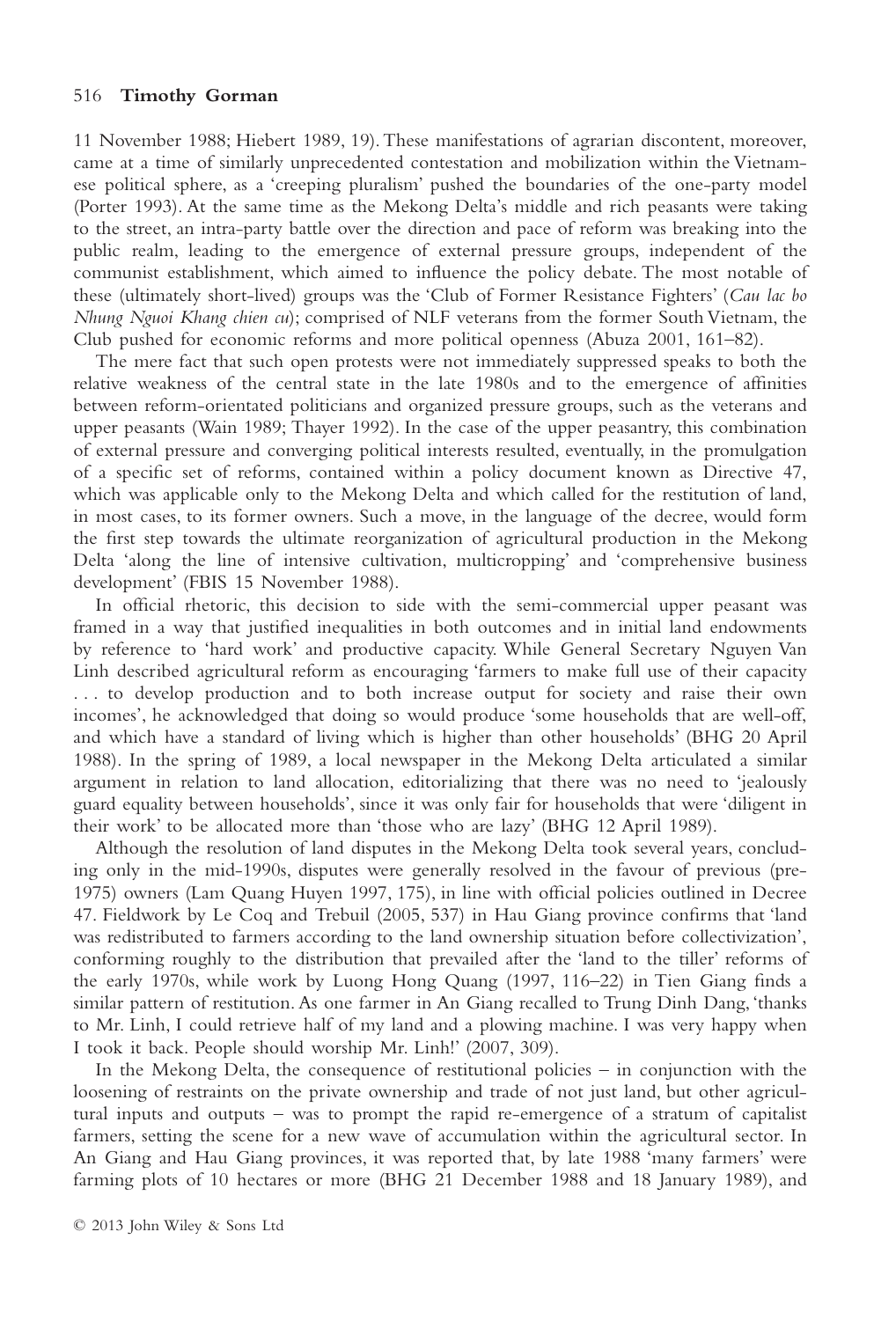11 November 1988; Hiebert 1989, 19). These manifestations of agrarian discontent, moreover, came at a time of similarly unprecedented contestation and mobilization within the Vietnamese political sphere, as a 'creeping pluralism' pushed the boundaries of the one-party model (Porter 1993). At the same time as the Mekong Delta's middle and rich peasants were taking to the street, an intra-party battle over the direction and pace of reform was breaking into the public realm, leading to the emergence of external pressure groups, independent of the communist establishment, which aimed to influence the policy debate. The most notable of these (ultimately short-lived) groups was the 'Club of Former Resistance Fighters' (*Cau lac bo Nhung Nguoi Khang chien cu*); comprised of NLF veterans from the former South Vietnam, the Club pushed for economic reforms and more political openness (Abuza 2001, 161–82).

The mere fact that such open protests were not immediately suppressed speaks to both the relative weakness of the central state in the late 1980s and to the emergence of affinities between reform-orientated politicians and organized pressure groups, such as the veterans and upper peasants (Wain 1989; Thayer 1992). In the case of the upper peasantry, this combination of external pressure and converging political interests resulted, eventually, in the promulgation of a specific set of reforms, contained within a policy document known as Directive 47, which was applicable only to the Mekong Delta and which called for the restitution of land, in most cases, to its former owners. Such a move, in the language of the decree, would form the first step towards the ultimate reorganization of agricultural production in the Mekong Delta 'along the line of intensive cultivation, multicropping' and 'comprehensive business development' (FBIS 15 November 1988).

In official rhetoric, this decision to side with the semi-commercial upper peasant was framed in a way that justified inequalities in both outcomes and in initial land endowments by reference to 'hard work' and productive capacity. While General Secretary Nguyen Van Linh described agricultural reform as encouraging 'farmers to make full use of their capacity . . . to develop production and to both increase output for society and raise their own incomes', he acknowledged that doing so would produce 'some households that are well-off, and which have a standard of living which is higher than other households' (BHG 20 April 1988). In the spring of 1989, a local newspaper in the Mekong Delta articulated a similar argument in relation to land allocation, editorializing that there was no need to 'jealously guard equality between households', since it was only fair for households that were 'diligent in their work' to be allocated more than 'those who are lazy' (BHG 12 April 1989).

Although the resolution of land disputes in the Mekong Delta took several years, concluding only in the mid-1990s, disputes were generally resolved in the favour of previous (pre-1975) owners (Lam Quang Huyen 1997, 175), in line with official policies outlined in Decree 47. Fieldwork by Le Coq and Trebuil (2005, 537) in Hau Giang province confirms that 'land was redistributed to farmers according to the land ownership situation before collectivization', conforming roughly to the distribution that prevailed after the 'land to the tiller' reforms of the early 1970s, while work by Luong Hong Quang (1997, 116–22) in Tien Giang finds a similar pattern of restitution. As one farmer in An Giang recalled to Trung Dinh Dang, 'thanks to Mr. Linh, I could retrieve half of my land and a plowing machine. I was very happy when I took it back. People should worship Mr. Linh!' (2007, 309).

In the Mekong Delta, the consequence of restitutional policies – in conjunction with the loosening of restraints on the private ownership and trade of not just land, but other agricultural inputs and outputs – was to prompt the rapid re-emergence of a stratum of capitalist farmers, setting the scene for a new wave of accumulation within the agricultural sector. In An Giang and Hau Giang provinces, it was reported that, by late 1988 'many farmers' were farming plots of 10 hectares or more (BHG 21 December 1988 and 18 January 1989), and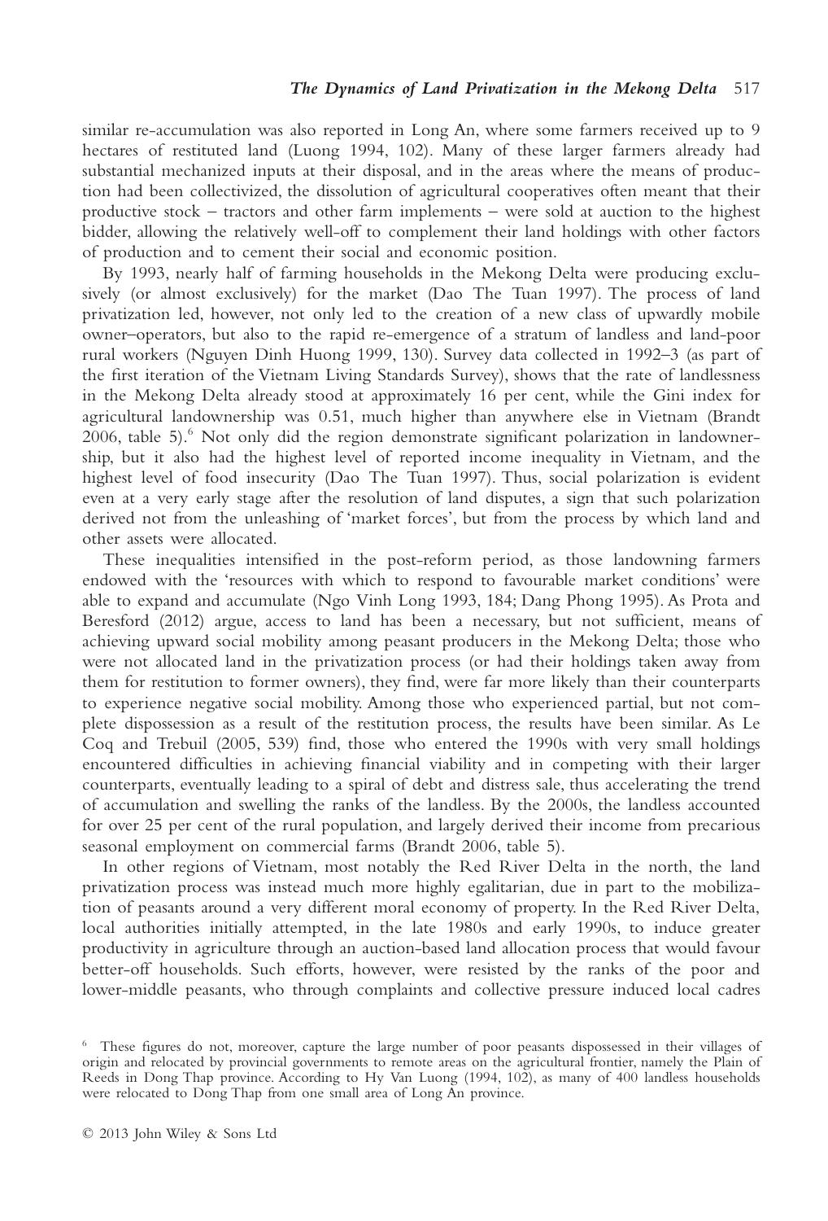similar re-accumulation was also reported in Long An, where some farmers received up to 9 hectares of restituted land (Luong 1994, 102). Many of these larger farmers already had substantial mechanized inputs at their disposal, and in the areas where the means of production had been collectivized, the dissolution of agricultural cooperatives often meant that their productive stock – tractors and other farm implements – were sold at auction to the highest bidder, allowing the relatively well-off to complement their land holdings with other factors of production and to cement their social and economic position.

By 1993, nearly half of farming households in the Mekong Delta were producing exclusively (or almost exclusively) for the market (Dao The Tuan 1997). The process of land privatization led, however, not only led to the creation of a new class of upwardly mobile owner–operators, but also to the rapid re-emergence of a stratum of landless and land-poor rural workers (Nguyen Dinh Huong 1999, 130). Survey data collected in 1992–3 (as part of the first iteration of the Vietnam Living Standards Survey), shows that the rate of landlessness in the Mekong Delta already stood at approximately 16 per cent, while the Gini index for agricultural landownership was 0.51, much higher than anywhere else in Vietnam (Brandt 2006, table 5).[6] Not only did the region demonstrate significant polarization in landownership, but it also had the highest level of reported income inequality in Vietnam, and the highest level of food insecurity (Dao The Tuan 1997). Thus, social polarization is evident even at a very early stage after the resolution of land disputes, a sign that such polarization derived not from the unleashing of 'market forces', but from the process by which land and other assets were allocated.

These inequalities intensified in the post-reform period, as those landowning farmers endowed with the 'resources with which to respond to favourable market conditions' were able to expand and accumulate (Ngo Vinh Long 1993, 184; Dang Phong 1995). As Prota and Beresford (2012) argue, access to land has been a necessary, but not sufficient, means of achieving upward social mobility among peasant producers in the Mekong Delta; those who were not allocated land in the privatization process (or had their holdings taken away from them for restitution to former owners), they find, were far more likely than their counterparts to experience negative social mobility. Among those who experienced partial, but not complete dispossession as a result of the restitution process, the results have been similar. As Le Coq and Trebuil (2005, 539) find, those who entered the 1990s with very small holdings encountered difficulties in achieving financial viability and in competing with their larger counterparts, eventually leading to a spiral of debt and distress sale, thus accelerating the trend of accumulation and swelling the ranks of the landless. By the 2000s, the landless accounted for over 25 per cent of the rural population, and largely derived their income from precarious seasonal employment on commercial farms (Brandt 2006, table 5).

In other regions of Vietnam, most notably the Red River Delta in the north, the land privatization process was instead much more highly egalitarian, due in part to the mobilization of peasants around a very different moral economy of property. In the Red River Delta, local authorities initially attempted, in the late 1980s and early 1990s, to induce greater productivity in agriculture through an auction-based land allocation process that would favour better-off households. Such efforts, however, were resisted by the ranks of the poor and lower-middle peasants, who through complaints and collective pressure induced local cadres

[6] These figures do not, moreover, capture the large number of poor peasants dispossessed in their villages of origin and relocated by provincial governments to remote areas on the agricultural frontier, namely the Plain of Reeds in Dong Thap province. According to Hy Van Luong (1994, 102), as many of 400 landless households were relocated to Dong Thap from one small area of Long An province.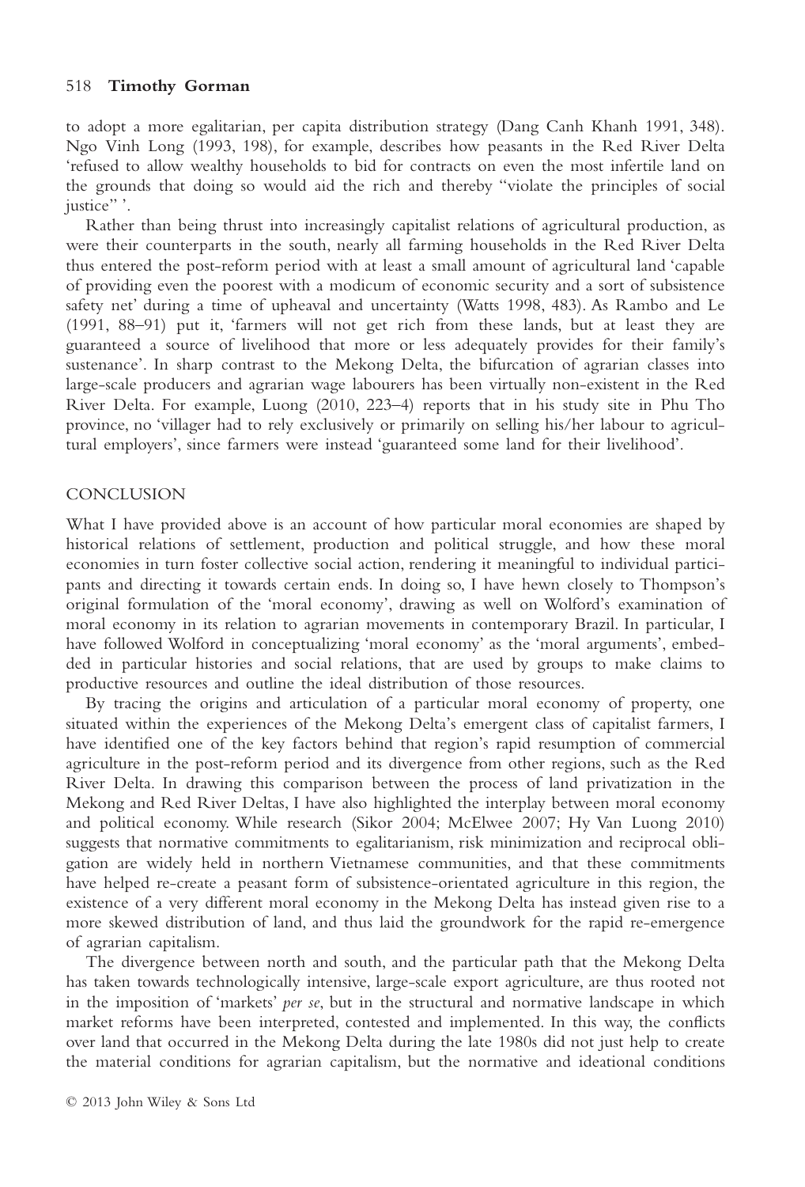to adopt a more egalitarian, per capita distribution strategy (Dang Canh Khanh 1991, 348). Ngo Vinh Long (1993, 198), for example, describes how peasants in the Red River Delta 'refused to allow wealthy households to bid for contracts on even the most infertile land on the grounds that doing so would aid the rich and thereby "violate the principles of social justice" '.

Rather than being thrust into increasingly capitalist relations of agricultural production, as were their counterparts in the south, nearly all farming households in the Red River Delta thus entered the post-reform period with at least a small amount of agricultural land 'capable of providing even the poorest with a modicum of economic security and a sort of subsistence safety net' during a time of upheaval and uncertainty (Watts 1998, 483). As Rambo and Le (1991, 88–91) put it, 'farmers will not get rich from these lands, but at least they are guaranteed a source of livelihood that more or less adequately provides for their family's sustenance'. In sharp contrast to the Mekong Delta, the bifurcation of agrarian classes into large-scale producers and agrarian wage labourers has been virtually non-existent in the Red River Delta. For example, Luong (2010, 223–4) reports that in his study site in Phu Tho province, no 'villager had to rely exclusively or primarily on selling his/her labour to agricultural employers', since farmers were instead 'guaranteed some land for their livelihood'.

## CONCLUSION

What I have provided above is an account of how particular moral economies are shaped by historical relations of settlement, production and political struggle, and how these moral economies in turn foster collective social action, rendering it meaningful to individual participants and directing it towards certain ends. In doing so, I have hewn closely to Thompson's original formulation of the 'moral economy', drawing as well on Wolford's examination of moral economy in its relation to agrarian movements in contemporary Brazil. In particular, I have followed Wolford in conceptualizing 'moral economy' as the 'moral arguments', embedded in particular histories and social relations, that are used by groups to make claims to productive resources and outline the ideal distribution of those resources.

By tracing the origins and articulation of a particular moral economy of property, one situated within the experiences of the Mekong Delta's emergent class of capitalist farmers, I have identified one of the key factors behind that region's rapid resumption of commercial agriculture in the post-reform period and its divergence from other regions, such as the Red River Delta. In drawing this comparison between the process of land privatization in the Mekong and Red River Deltas, I have also highlighted the interplay between moral economy and political economy. While research (Sikor 2004; McElwee 2007; Hy Van Luong 2010) suggests that normative commitments to egalitarianism, risk minimization and reciprocal obligation are widely held in northern Vietnamese communities, and that these commitments have helped re-create a peasant form of subsistence-orientated agriculture in this region, the existence of a very different moral economy in the Mekong Delta has instead given rise to a more skewed distribution of land, and thus laid the groundwork for the rapid re-emergence of agrarian capitalism.

The divergence between north and south, and the particular path that the Mekong Delta has taken towards technologically intensive, large-scale export agriculture, are thus rooted not in the imposition of 'markets' *per se*, but in the structural and normative landscape in which market reforms have been interpreted, contested and implemented. In this way, the conflicts over land that occurred in the Mekong Delta during the late 1980s did not just help to create the material conditions for agrarian capitalism, but the normative and ideational conditions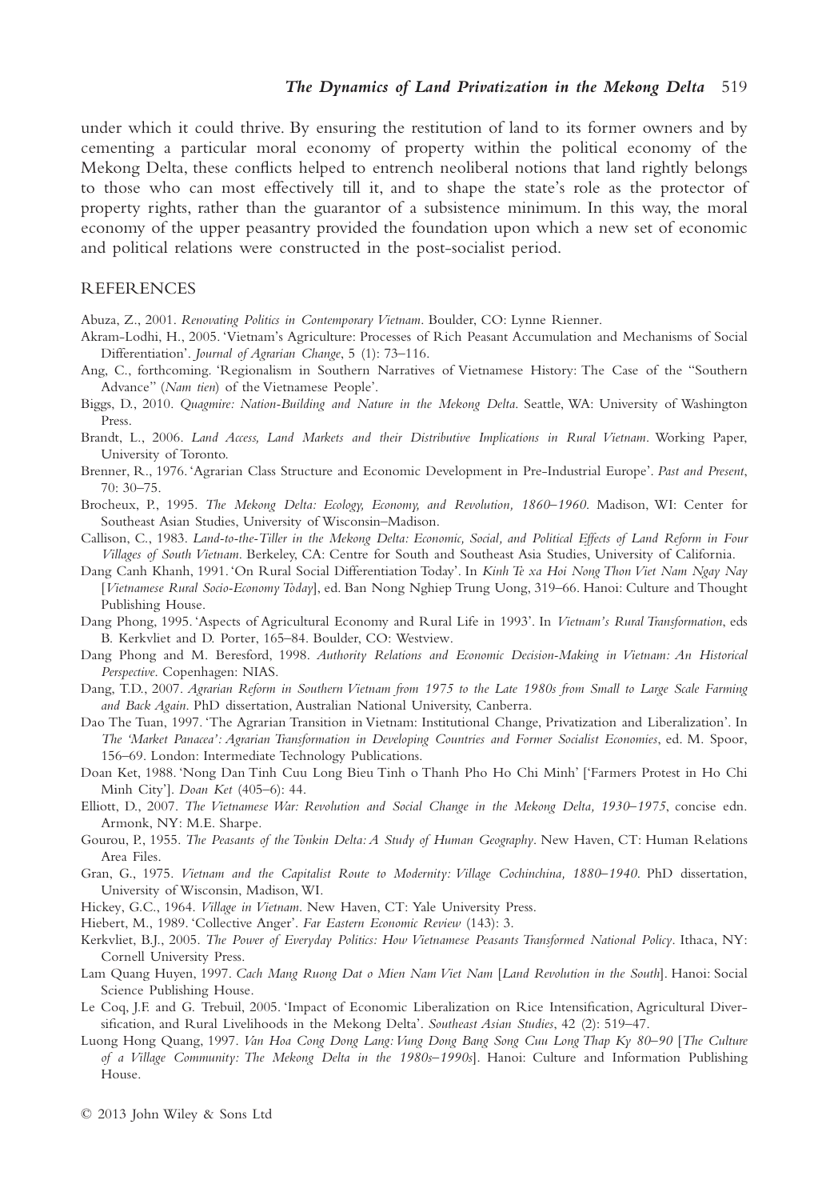under which it could thrive. By ensuring the restitution of land to its former owners and by cementing a particular moral economy of property within the political economy of the Mekong Delta, these conflicts helped to entrench neoliberal notions that land rightly belongs to those who can most effectively till it, and to shape the state's role as the protector of property rights, rather than the guarantor of a subsistence minimum. In this way, the moral economy of the upper peasantry provided the foundation upon which a new set of economic and political relations were constructed in the post-socialist period.

## REFERENCES

Abuza, Z., 2001. *Renovating Politics in Contemporary Vietnam*. Boulder, CO: Lynne Rienner.

Akram-Lodhi, H., 2005. 'Vietnam's Agriculture: Processes of Rich Peasant Accumulation and Mechanisms of Social Differentiation'. *Journal of Agrarian Change*, 5 (1): 73–116.

Ang, C., forthcoming. 'Regionalism in Southern Narratives of Vietnamese History: The Case of the "Southern Advance" (*Nam tien*) of the Vietnamese People'.

Biggs, D., 2010. *Quagmire: Nation-Building and Nature in the Mekong Delta*. Seattle, WA: University of Washington Press.

Brandt, L., 2006. *Land Access, Land Markets and their Distributive Implications in Rural Vietnam*. Working Paper, University of Toronto.

Brenner, R., 1976. 'Agrarian Class Structure and Economic Development in Pre-Industrial Europe'. *Past and Present*, 70: 30–75.

Brocheux, P., 1995. *The Mekong Delta: Ecology, Economy, and Revolution, 1860–1960*. Madison, WI: Center for Southeast Asian Studies, University of Wisconsin–Madison.

Callison, C., 1983. *Land-to-the-Tiller in the Mekong Delta: Economic, Social, and Political Effects of Land Reform in Four Villages of South Vietnam*. Berkeley, CA: Centre for South and Southeast Asia Studies, University of California.

Dang Canh Khanh, 1991. 'On Rural Social Differentiation Today'. In *Kinh Te xa Hoi Nong Thon Viet Nam Ngay Nay* [*Vietnamese Rural Socio-Economy Today*], ed. Ban Nong Nghiep Trung Uong, 319–66. Hanoi: Culture and Thought Publishing House.

Dang Phong, 1995. 'Aspects of Agricultural Economy and Rural Life in 1993'. In *Vietnam's Rural Transformation*, eds B. Kerkvliet and D. Porter, 165–84. Boulder, CO: Westview.

Dang Phong and M. Beresford, 1998. *Authority Relations and Economic Decision-Making in Vietnam: An Historical Perspective*. Copenhagen: NIAS.

Dang, T.D., 2007. *Agrarian Reform in Southern Vietnam from 1975 to the Late 1980s from Small to Large Scale Farming and Back Again*. PhD dissertation, Australian National University, Canberra.

Dao The Tuan, 1997. 'The Agrarian Transition in Vietnam: Institutional Change, Privatization and Liberalization'. In *The 'Market Panacea': Agrarian Transformation in Developing Countries and Former Socialist Economies*, ed. M. Spoor, 156–69. London: Intermediate Technology Publications.

Doan Ket, 1988. 'Nong Dan Tinh Cuu Long Bieu Tinh o Thanh Pho Ho Chi Minh' ['Farmers Protest in Ho Chi Minh City']. *Doan Ket* (405–6): 44.

Elliott, D., 2007. *The Vietnamese War: Revolution and Social Change in the Mekong Delta, 1930–1975*, concise edn. Armonk, NY: M.E. Sharpe.

Gourou, P., 1955. *The Peasants of the Tonkin Delta: A Study of Human Geography*. New Haven, CT: Human Relations Area Files.

Gran, G., 1975. *Vietnam and the Capitalist Route to Modernity: Village Cochinchina, 1880–1940*. PhD dissertation, University of Wisconsin, Madison, WI.

Hickey, G.C., 1964. *Village in Vietnam*. New Haven, CT: Yale University Press.

Hiebert, M., 1989. 'Collective Anger'. *Far Eastern Economic Review* (143): 3.

Kerkvliet, B.J., 2005. *The Power of Everyday Politics: How Vietnamese Peasants Transformed National Policy*. Ithaca, NY: Cornell University Press.

Lam Quang Huyen, 1997. *Cach Mang Ruong Dat o Mien Nam Viet Nam* [*Land Revolution in the South*]. Hanoi: Social Science Publishing House.

Le Coq, J.F. and G. Trebuil, 2005. 'Impact of Economic Liberalization on Rice Intensification, Agricultural Diversification, and Rural Livelihoods in the Mekong Delta'. *Southeast Asian Studies*, 42 (2): 519–47.

Luong Hong Quang, 1997. *Van Hoa Cong Dong Lang: Vung Dong Bang Song Cuu Long Thap Ky 80–90* [*The Culture of a Village Community: The Mekong Delta in the 1980s–1990s*]. Hanoi: Culture and Information Publishing House.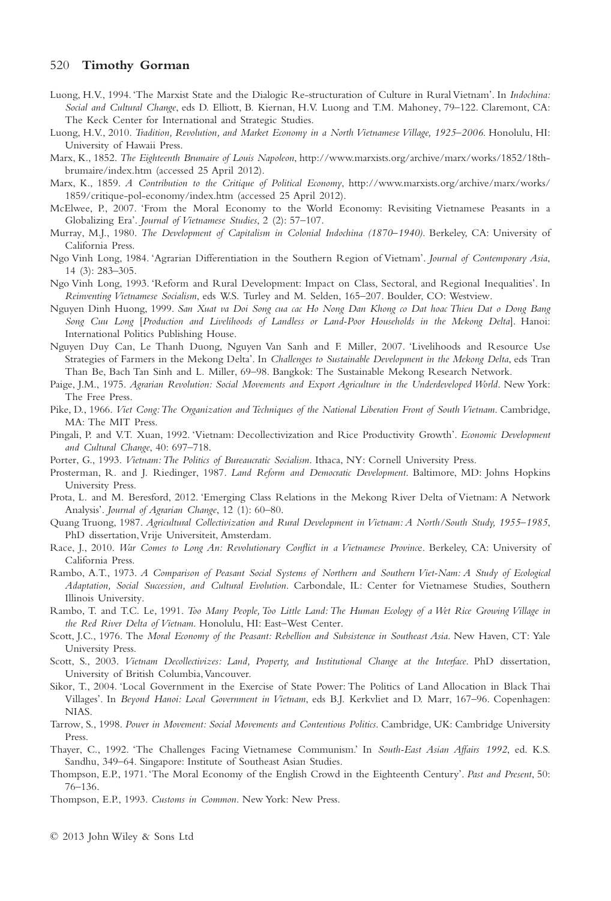Luong, H.V., 1994. 'The Marxist State and the Dialogic Re-structuration of Culture in Rural Vietnam'. In *Indochina: Social and Cultural Change*, eds D. Elliott, B. Kiernan, H.V. Luong and T.M. Mahoney, 79–122. Claremont, CA: The Keck Center for International and Strategic Studies.

Luong, H.V., 2010. *Tradition, Revolution, and Market Economy in a North Vietnamese Village, 1925–2006*. Honolulu, HI: University of Hawaii Press.

Marx, K., 1852. *The Eighteenth Brumaire of Louis Napoleon*, http://www.marxists.org/archive/marx/works/1852/18th-brumaire/index.htm (accessed 25 April 2012).

Marx, K., 1859. *A Contribution to the Critique of Political Economy*, http://www.marxists.org/archive/marx/works/1859/critique-pol-economy/index.htm (accessed 25 April 2012).

McElwee, P., 2007. 'From the Moral Economy to the World Economy: Revisiting Vietnamese Peasants in a Globalizing Era'. *Journal of Vietnamese Studies*, 2 (2): 57–107.

Murray, M.J., 1980. *The Development of Capitalism in Colonial Indochina (1870–1940)*. Berkeley, CA: University of California Press.

Ngo Vinh Long, 1984. 'Agrarian Differentiation in the Southern Region of Vietnam'. *Journal of Contemporary Asia*, 14 (3): 283–305.

Ngo Vinh Long, 1993. 'Reform and Rural Development: Impact on Class, Sectoral, and Regional Inequalities'. In *Reinventing Vietnamese Socialism*, eds W.S. Turley and M. Selden, 165–207. Boulder, CO: Westview.

Nguyen Dinh Huong, 1999. *San Xuat va Doi Song cua cac Ho Nong Dan Khong co Dat hoac Thieu Dat o Dong Bang Song Cuu Long* [*Production and Livelihoods of Landless or Land-Poor Households in the Mekong Delta*]. Hanoi: International Politics Publishing House.

Nguyen Duy Can, Le Thanh Duong, Nguyen Van Sanh and F. Miller, 2007. 'Livelihoods and Resource Use Strategies of Farmers in the Mekong Delta'. In *Challenges to Sustainable Development in the Mekong Delta*, eds Tran Than Be, Bach Tan Sinh and L. Miller, 69–98. Bangkok: The Sustainable Mekong Research Network.

Paige, J.M., 1975. *Agrarian Revolution: Social Movements and Export Agriculture in the Underdeveloped World*. New York: The Free Press.

Pike, D., 1966. *Viet Cong: The Organization and Techniques of the National Liberation Front of South Vietnam*. Cambridge, MA: The MIT Press.

Pingali, P. and V.T. Xuan, 1992. 'Vietnam: Decollectivization and Rice Productivity Growth'. *Economic Development and Cultural Change*, 40: 697–718.

Porter, G., 1993. *Vietnam: The Politics of Bureaucratic Socialism*. Ithaca, NY: Cornell University Press.

Prosterman, R. and J. Riedinger, 1987. *Land Reform and Democratic Development*. Baltimore, MD: Johns Hopkins University Press.

Prota, L. and M. Beresford, 2012. 'Emerging Class Relations in the Mekong River Delta of Vietnam: A Network Analysis'. *Journal of Agrarian Change*, 12 (1): 60–80.

Quang Truong, 1987. *Agricultural Collectivization and Rural Development in Vietnam: A North/South Study, 1955–1985*, PhD dissertation, Vrije Universiteit, Amsterdam.

Race, J., 2010. *War Comes to Long An: Revolutionary Conflict in a Vietnamese Province*. Berkeley, CA: University of California Press.

Rambo, A.T., 1973. *A Comparison of Peasant Social Systems of Northern and Southern Viet-Nam: A Study of Ecological Adaptation, Social Succession, and Cultural Evolution*. Carbondale, IL: Center for Vietnamese Studies, Southern Illinois University.

Rambo, T. and T.C. Le, 1991. *Too Many People, Too Little Land: The Human Ecology of a Wet Rice Growing Village in the Red River Delta of Vietnam*. Honolulu, HI: East–West Center.

Scott, J.C., 1976. The *Moral Economy of the Peasant: Rebellion and Subsistence in Southeast Asia*. New Haven, CT: Yale University Press.

Scott, S., 2003. *Vietnam Decollectivizes: Land, Property, and Institutional Change at the Interface*. PhD dissertation, University of British Columbia, Vancouver.

Sikor, T., 2004. 'Local Government in the Exercise of State Power: The Politics of Land Allocation in Black Thai Villages'. In *Beyond Hanoi: Local Government in Vietnam*, eds B.J. Kerkvliet and D. Marr, 167–96. Copenhagen: NIAS.

Tarrow, S., 1998. *Power in Movement: Social Movements and Contentious Politics*. Cambridge, UK: Cambridge University Press.

Thayer, C., 1992. 'The Challenges Facing Vietnamese Communism.' In *South-East Asian Affairs 1992*, ed. K.S. Sandhu, 349–64. Singapore: Institute of Southeast Asian Studies.

Thompson, E.P., 1971. 'The Moral Economy of the English Crowd in the Eighteenth Century'. *Past and Present*, 50: 76–136.

Thompson, E.P., 1993. *Customs in Common*. New York: New Press.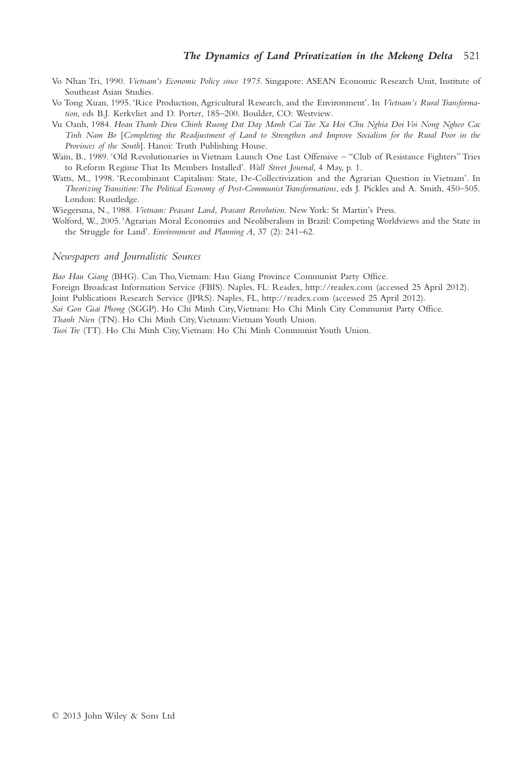Vo Nhan Tri, 1990. *Vietnam's Economic Policy since 1975*. Singapore: ASEAN Economic Research Unit, Institute of Southeast Asian Studies.

Vo Tong Xuan, 1995. 'Rice Production, Agricultural Research, and the Environment'. In *Vietnam's Rural Transformation*, eds B.J. Kerkvliet and D. Porter, 185–200. Boulder, CO: Westview.

Vu Oanh, 1984. *Hoan Thanh Dieu Chinh Ruong Dat Day Manh Cai Tao Xa Hoi Chu Nghia Doi Voi Nong Ngheo Cac Tinh Nam Bo* [*Completing the Readjustment of Land to Strengthen and Improve Socialism for the Rural Poor in the Provinces of the South*]. Hanoi: Truth Publishing House.

Wain, B., 1989. 'Old Revolutionaries in Vietnam Launch One Last Offensive – "Club of Resistance Fighters" Tries to Reform Regime That Its Members Installed'. *Wall Street Journal*, 4 May, p. 1.

Watts, M., 1998. 'Recombinant Capitalism: State, De-Collectivization and the Agrarian Question in Vietnam'. In *Theorizing Transition: The Political Economy of Post-Communist Transformations*, eds J. Pickles and A. Smith, 450–505. London: Routledge.

Wiegersma, N., 1988. *Vietnam: Peasant Land, Peasant Revolution*. New York: St Martin's Press.

Wolford, W., 2005. 'Agrarian Moral Economies and Neoliberalism in Brazil: Competing Worldviews and the State in the Struggle for Land'. *Environment and Planning A*, 37 (2): 241–62.

*Newspapers and Journalistic Sources*

*Bao Hau Giang* (BHG). Can Tho, Vietnam: Hau Giang Province Communist Party Office.

Foreign Broadcast Information Service (FBIS). Naples, FL: Readex, http://readex.com (accessed 25 April 2012).

Joint Publications Research Service (JPRS). Naples, FL, http://readex.com (accessed 25 April 2012).

*Sai Gon Giai Phong* (SGGP). Ho Chi Minh City, Vietnam: Ho Chi Minh City Communist Party Office.

*Thanh Nien* (TN). Ho Chi Minh City, Vietnam: Vietnam Youth Union.

*Tuoi Tre* (TT). Ho Chi Minh City, Vietnam: Ho Chi Minh Communist Youth Union.

© 2013 John Wiley & Sons Ltd